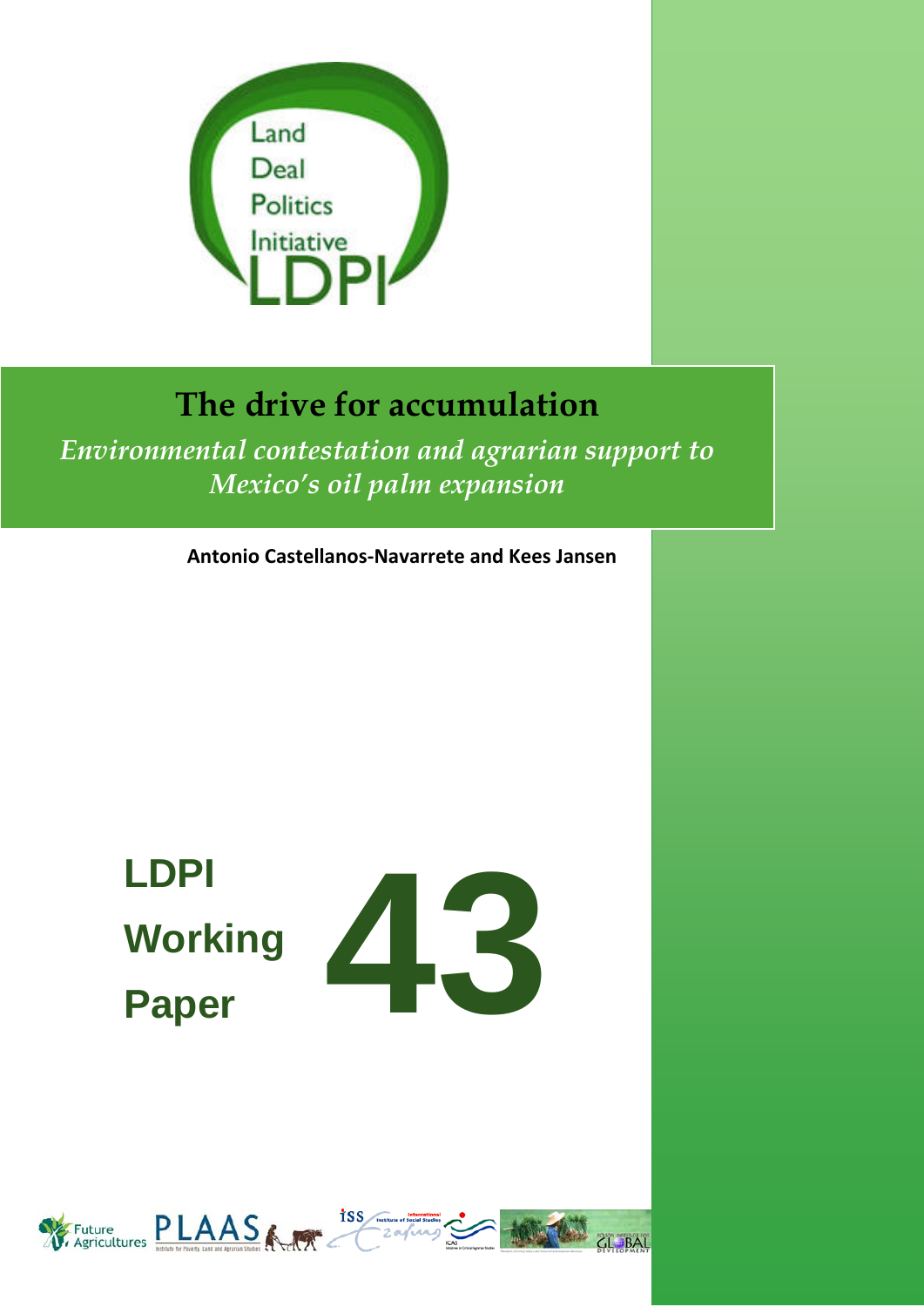Land Deal Politics Initiative

LDPI

# The drive for accumulation

*Environmental contestation and agrarian support to Mexico's oil palm expansion*

**Antonio Castellanos-Navarrete and Kees Jansen**

**LDPI Working Paper 43**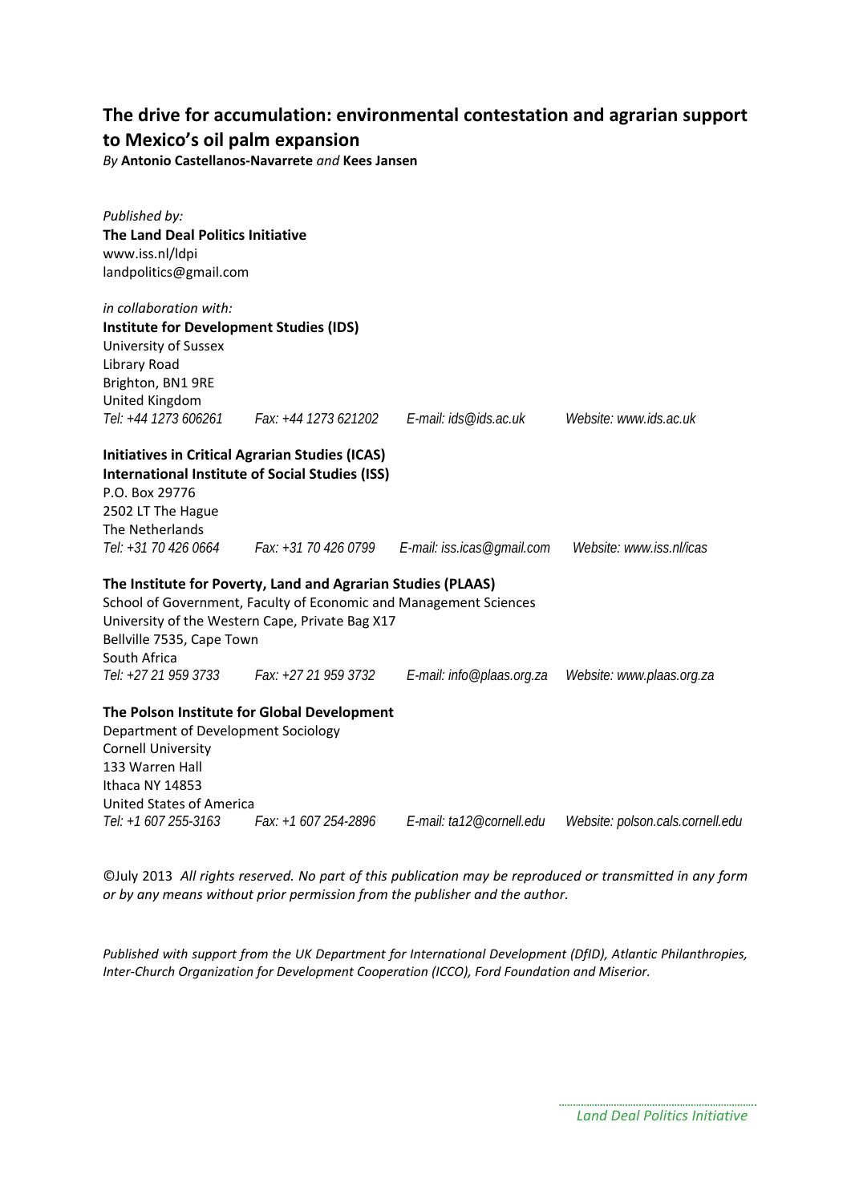## The drive for accumulation: environmental contestation and agrarian support to Mexico's oil palm expansion

*By* **Antonio Castellanos-Navarrete** *and* **Kees Jansen**

*Published by:*
**The Land Deal Politics Initiative**
www.iss.nl/ldpi
landpolitics@gmail.com

*in collaboration with:*
**Institute for Development Studies (IDS)**
University of Sussex
Library Road
Brighton, BN1 9RE
United Kingdom
*Tel: +44 1273 606261 Fax: +44 1273 621202 E-mail: ids@ids.ac.uk Website: www.ids.ac.uk*

**Initiatives in Critical Agrarian Studies (ICAS)**
**International Institute of Social Studies (ISS)**
P.O. Box 29776
2502 LT The Hague
The Netherlands
*Tel: +31 70 426 0664 Fax: +31 70 426 0799 E-mail: iss.icas@gmail.com Website: www.iss.nl/icas*

**The Institute for Poverty, Land and Agrarian Studies (PLAAS)**
School of Government, Faculty of Economic and Management Sciences
University of the Western Cape, Private Bag X17
Bellville 7535, Cape Town
South Africa
*Tel: +27 21 959 3733 Fax: +27 21 959 3732 E-mail: info@plaas.org.za Website: www.plaas.org.za*

**The Polson Institute for Global Development**
Department of Development Sociology
Cornell University
133 Warren Hall
Ithaca NY 14853
United States of America
*Tel: +1 607 255-3163 Fax: +1 607 254-2896 E-mail: ta12@cornell.edu Website: polson.cals.cornell.edu*

©July 2013 *All rights reserved. No part of this publication may be reproduced or transmitted in any form or by any means without prior permission from the publisher and the author.*

*Published with support from the UK Department for International Development (DfID), Atlantic Philanthropies, Inter-Church Organization for Development Cooperation (ICCO), Ford Foundation and Miserior.*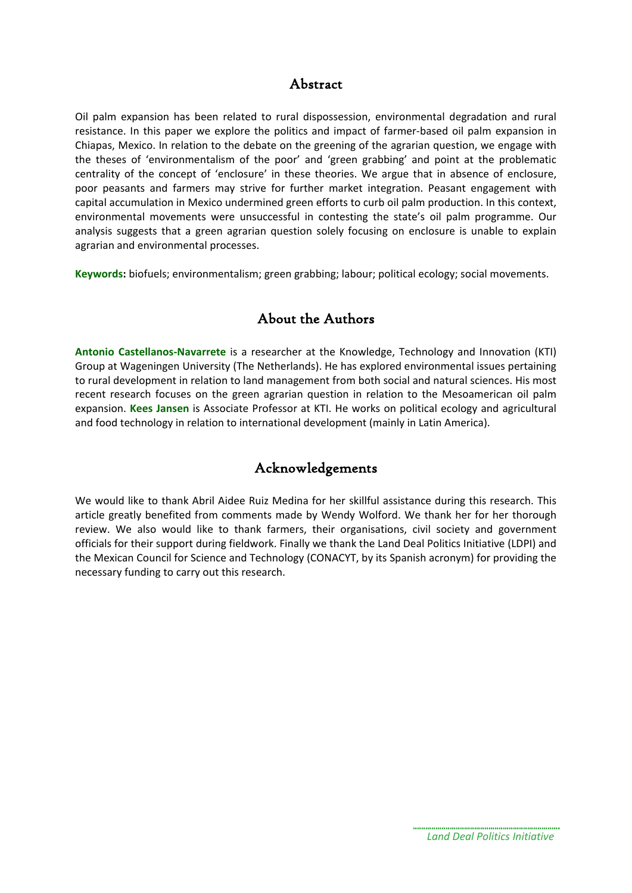## Abstract

Oil palm expansion has been related to rural dispossession, environmental degradation and rural resistance. In this paper we explore the politics and impact of farmer-based oil palm expansion in Chiapas, Mexico. In relation to the debate on the greening of the agrarian question, we engage with the theses of 'environmentalism of the poor' and 'green grabbing' and point at the problematic centrality of the concept of 'enclosure' in these theories. We argue that in absence of enclosure, poor peasants and farmers may strive for further market integration. Peasant engagement with capital accumulation in Mexico undermined green efforts to curb oil palm production. In this context, environmental movements were unsuccessful in contesting the state's oil palm programme. Our analysis suggests that a green agrarian question solely focusing on enclosure is unable to explain agrarian and environmental processes.

**Keywords:** biofuels; environmentalism; green grabbing; labour; political ecology; social movements.

## About the Authors

**Antonio Castellanos-Navarrete** is a researcher at the Knowledge, Technology and Innovation (KTI) Group at Wageningen University (The Netherlands). He has explored environmental issues pertaining to rural development in relation to land management from both social and natural sciences. His most recent research focuses on the green agrarian question in relation to the Mesoamerican oil palm expansion. **Kees Jansen** is Associate Professor at KTI. He works on political ecology and agricultural and food technology in relation to international development (mainly in Latin America).

## Acknowledgements

We would like to thank Abril Aidee Ruiz Medina for her skillful assistance during this research. This article greatly benefited from comments made by Wendy Wolford. We thank her for her thorough review. We also would like to thank farmers, their organisations, civil society and government officials for their support during fieldwork. Finally we thank the Land Deal Politics Initiative (LDPI) and the Mexican Council for Science and Technology (CONACYT, by its Spanish acronym) for providing the necessary funding to carry out this research.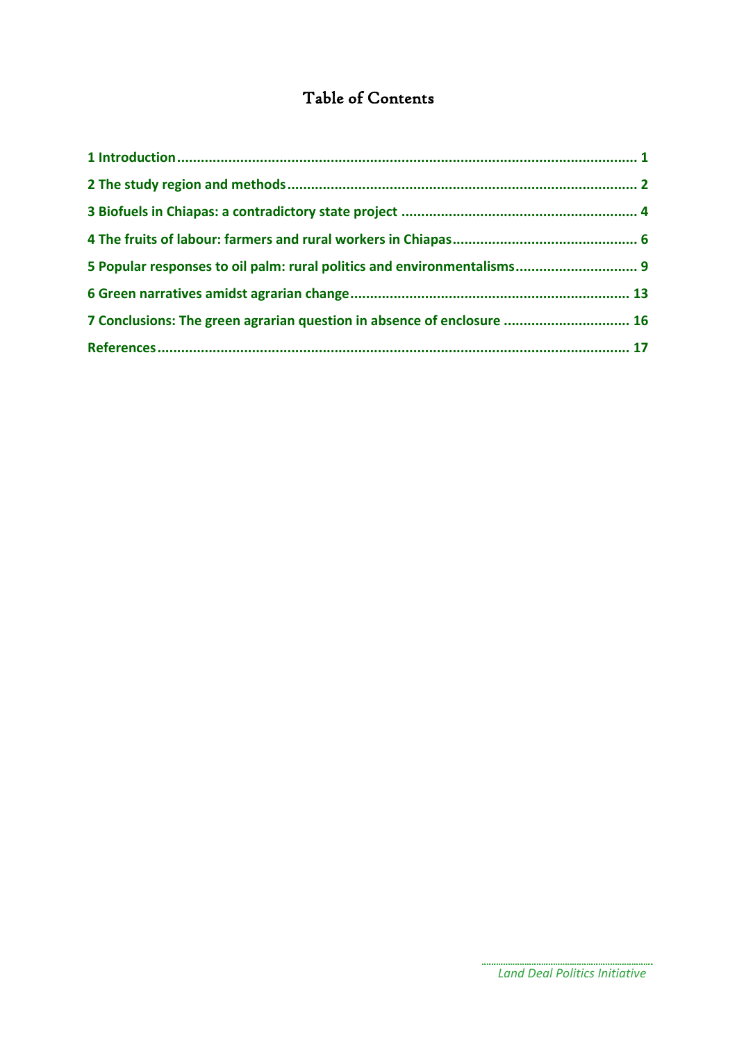# Table of Contents

**1 Introduction** .................................................................................................................... **1**

**2 The study region and methods** ........................................................................................ **2**

**3 Biofuels in Chiapas: a contradictory state project** ............................................................ **4**

**4 The fruits of labour: farmers and rural workers in Chiapas** .............................................. **6**

**5 Popular responses to oil palm: rural politics and environmentalisms** .............................. **9**

**6 Green narratives amidst agrarian change** ...................................................................... **13**

**7 Conclusions: The green agrarian question in absence of enclosure** ............................... **16**

**References** ....................................................................................................................... **17**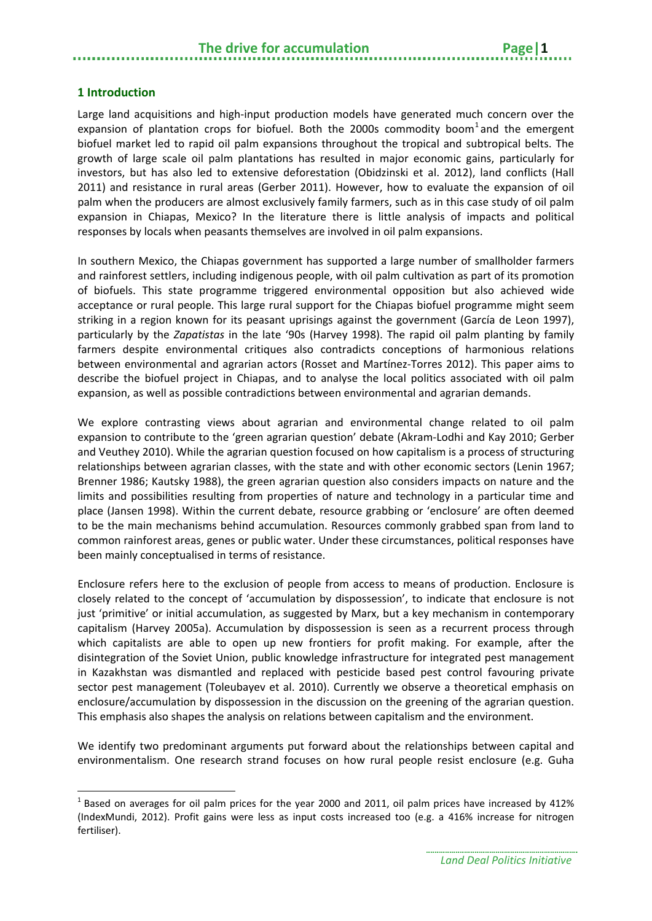## 1 Introduction

Large land acquisitions and high-input production models have generated much concern over the expansion of plantation crops for biofuel. Both the 2000s commodity boom[1] and the emergent biofuel market led to rapid oil palm expansions throughout the tropical and subtropical belts. The growth of large scale oil palm plantations has resulted in major economic gains, particularly for investors, but has also led to extensive deforestation (Obidzinski et al. 2012), land conflicts (Hall 2011) and resistance in rural areas (Gerber 2011). However, how to evaluate the expansion of oil palm when the producers are almost exclusively family farmers, such as in this case study of oil palm expansion in Chiapas, Mexico? In the literature there is little analysis of impacts and political responses by locals when peasants themselves are involved in oil palm expansions.

In southern Mexico, the Chiapas government has supported a large number of smallholder farmers and rainforest settlers, including indigenous people, with oil palm cultivation as part of its promotion of biofuels. This state programme triggered environmental opposition but also achieved wide acceptance or rural people. This large rural support for the Chiapas biofuel programme might seem striking in a region known for its peasant uprisings against the government (García de Leon 1997), particularly by the *Zapatistas* in the late '90s (Harvey 1998). The rapid oil palm planting by family farmers despite environmental critiques also contradicts conceptions of harmonious relations between environmental and agrarian actors (Rosset and Martínez-Torres 2012). This paper aims to describe the biofuel project in Chiapas, and to analyse the local politics associated with oil palm expansion, as well as possible contradictions between environmental and agrarian demands.

We explore contrasting views about agrarian and environmental change related to oil palm expansion to contribute to the 'green agrarian question' debate (Akram-Lodhi and Kay 2010; Gerber and Veuthey 2010). While the agrarian question focused on how capitalism is a process of structuring relationships between agrarian classes, with the state and with other economic sectors (Lenin 1967; Brenner 1986; Kautsky 1988), the green agrarian question also considers impacts on nature and the limits and possibilities resulting from properties of nature and technology in a particular time and place (Jansen 1998). Within the current debate, resource grabbing or 'enclosure' are often deemed to be the main mechanisms behind accumulation. Resources commonly grabbed span from land to common rainforest areas, genes or public water. Under these circumstances, political responses have been mainly conceptualised in terms of resistance.

Enclosure refers here to the exclusion of people from access to means of production. Enclosure is closely related to the concept of 'accumulation by dispossession', to indicate that enclosure is not just 'primitive' or initial accumulation, as suggested by Marx, but a key mechanism in contemporary capitalism (Harvey 2005a). Accumulation by dispossession is seen as a recurrent process through which capitalists are able to open up new frontiers for profit making. For example, after the disintegration of the Soviet Union, public knowledge infrastructure for integrated pest management in Kazakhstan was dismantled and replaced with pesticide based pest control favouring private sector pest management (Toleubayev et al. 2010). Currently we observe a theoretical emphasis on enclosure/accumulation by dispossession in the discussion on the greening of the agrarian question. This emphasis also shapes the analysis on relations between capitalism and the environment.

We identify two predominant arguments put forward about the relationships between capital and environmentalism. One research strand focuses on how rural people resist enclosure (e.g. Guha

[1] Based on averages for oil palm prices for the year 2000 and 2011, oil palm prices have increased by 412% (IndexMundi, 2012). Profit gains were less as input costs increased too (e.g. a 416% increase for nitrogen fertiliser).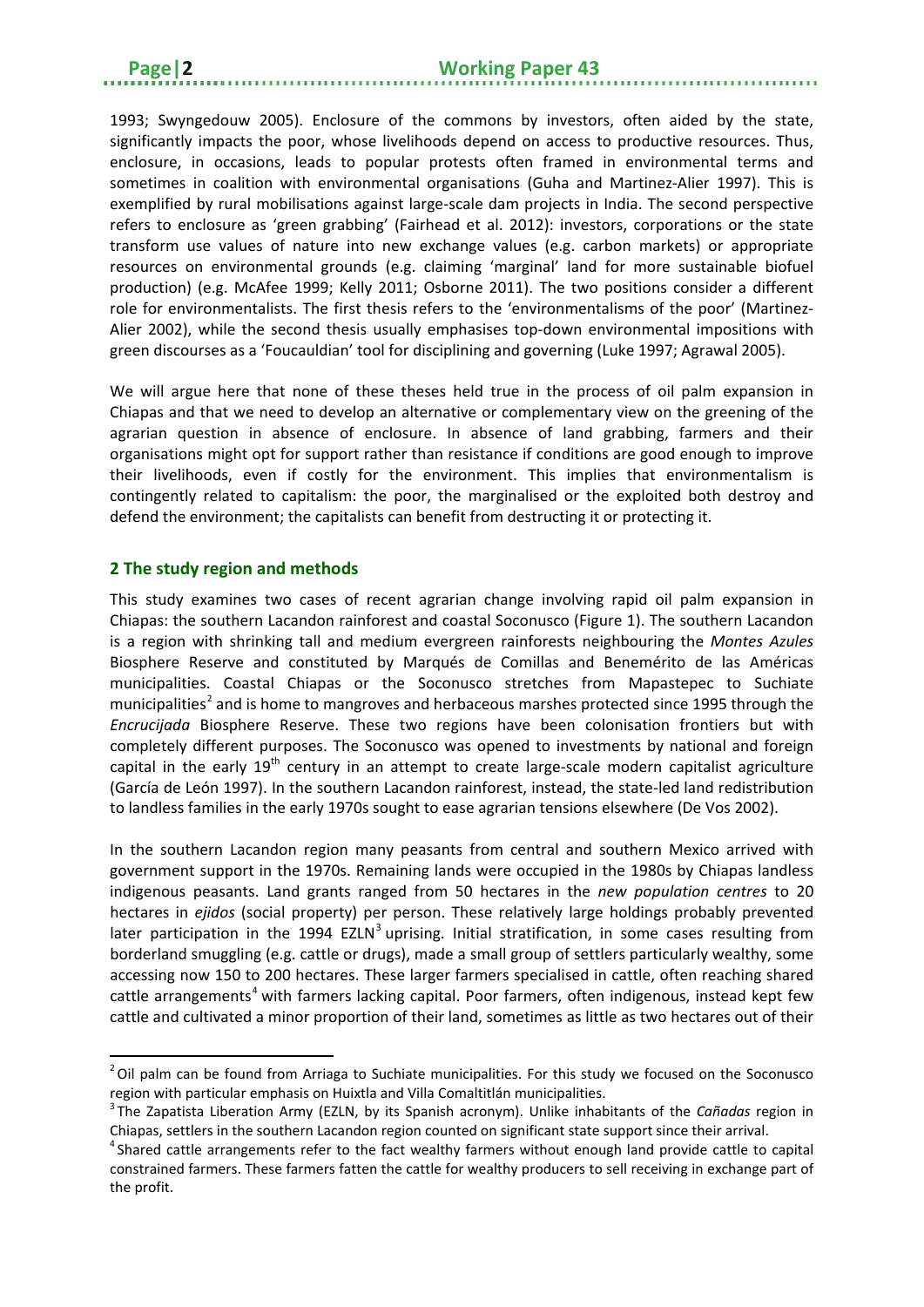1993; Swyngedouw 2005). Enclosure of the commons by investors, often aided by the state, significantly impacts the poor, whose livelihoods depend on access to productive resources. Thus, enclosure, in occasions, leads to popular protests often framed in environmental terms and sometimes in coalition with environmental organisations (Guha and Martinez-Alier 1997). This is exemplified by rural mobilisations against large-scale dam projects in India. The second perspective refers to enclosure as 'green grabbing' (Fairhead et al. 2012): investors, corporations or the state transform use values of nature into new exchange values (e.g. carbon markets) or appropriate resources on environmental grounds (e.g. claiming 'marginal' land for more sustainable biofuel production) (e.g. McAfee 1999; Kelly 2011; Osborne 2011). The two positions consider a different role for environmentalists. The first thesis refers to the 'environmentalisms of the poor' (Martinez-Alier 2002), while the second thesis usually emphasises top-down environmental impositions with green discourses as a 'Foucauldian' tool for disciplining and governing (Luke 1997; Agrawal 2005).

We will argue here that none of these theses held true in the process of oil palm expansion in Chiapas and that we need to develop an alternative or complementary view on the greening of the agrarian question in absence of enclosure. In absence of land grabbing, farmers and their organisations might opt for support rather than resistance if conditions are good enough to improve their livelihoods, even if costly for the environment. This implies that environmentalism is contingently related to capitalism: the poor, the marginalised or the exploited both destroy and defend the environment; the capitalists can benefit from destructing it or protecting it.

## 2 The study region and methods

This study examines two cases of recent agrarian change involving rapid oil palm expansion in Chiapas: the southern Lacandon rainforest and coastal Soconusco (Figure 1). The southern Lacandon is a region with shrinking tall and medium evergreen rainforests neighbouring the *Montes Azules* Biosphere Reserve and constituted by Marqués de Comillas and Benemérito de las Américas municipalities. Coastal Chiapas or the Soconusco stretches from Mapastepec to Suchiate municipalities[2] and is home to mangroves and herbaceous marshes protected since 1995 through the *Encrucijada* Biosphere Reserve. These two regions have been colonisation frontiers but with completely different purposes. The Soconusco was opened to investments by national and foreign capital in the early 19th century in an attempt to create large-scale modern capitalist agriculture (García de León 1997). In the southern Lacandon rainforest, instead, the state-led land redistribution to landless families in the early 1970s sought to ease agrarian tensions elsewhere (De Vos 2002).

In the southern Lacandon region many peasants from central and southern Mexico arrived with government support in the 1970s. Remaining lands were occupied in the 1980s by Chiapas landless indigenous peasants. Land grants ranged from 50 hectares in the *new population centres* to 20 hectares in *ejidos* (social property) per person. These relatively large holdings probably prevented later participation in the 1994 EZLN[3] uprising. Initial stratification, in some cases resulting from borderland smuggling (e.g. cattle or drugs), made a small group of settlers particularly wealthy, some accessing now 150 to 200 hectares. These larger farmers specialised in cattle, often reaching shared cattle arrangements[4] with farmers lacking capital. Poor farmers, often indigenous, instead kept few cattle and cultivated a minor proportion of their land, sometimes as little as two hectares out of their

---

[2] Oil palm can be found from Arriaga to Suchiate municipalities. For this study we focused on the Soconusco region with particular emphasis on Huixtla and Villa Comaltitlán municipalities.

[3] The Zapatista Liberation Army (EZLN, by its Spanish acronym). Unlike inhabitants of the *Cañadas* region in Chiapas, settlers in the southern Lacandon region counted on significant state support since their arrival.

[4] Shared cattle arrangements refer to the fact wealthy farmers without enough land provide cattle to capital constrained farmers. These farmers fatten the cattle for wealthy producers to sell receiving in exchange part of the profit.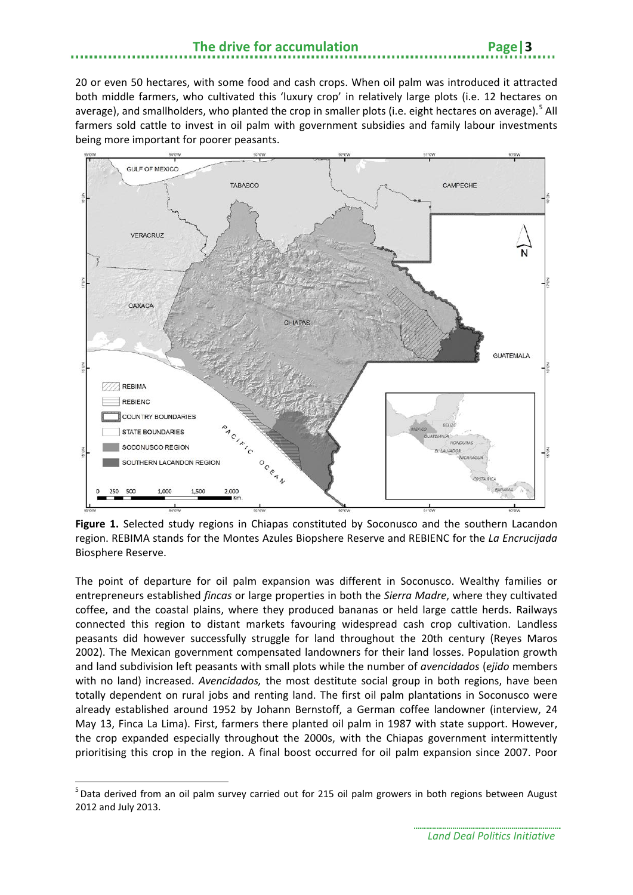20 or even 50 hectares, with some food and cash crops. When oil palm was introduced it attracted both middle farmers, who cultivated this 'luxury crop' in relatively large plots (i.e. 12 hectares on average), and smallholders, who planted the crop in smaller plots (i.e. eight hectares on average).[5] All farmers sold cattle to invest in oil palm with government subsidies and family labour investments being more important for poorer peasants.

**Figure 1.** Selected study regions in Chiapas constituted by Soconusco and the southern Lacandon region. REBIMA stands for the Montes Azules Biopshere Reserve and REBIENC for the *La Encrucijada* Biosphere Reserve.

The point of departure for oil palm expansion was different in Soconusco. Wealthy families or entrepreneurs established *fincas* or large properties in both the *Sierra Madre*, where they cultivated coffee, and the coastal plains, where they produced bananas or held large cattle herds. Railways connected this region to distant markets favouring widespread cash crop cultivation. Landless peasants did however successfully struggle for land throughout the 20th century (Reyes Maros 2002). The Mexican government compensated landowners for their land losses. Population growth and land subdivision left peasants with small plots while the number of *avencidados* (*ejido* members with no land) increased. *Avencidados,* the most destitute social group in both regions, have been totally dependent on rural jobs and renting land. The first oil palm plantations in Soconusco were already established around 1952 by Johann Bernstoff, a German coffee landowner (interview, 24 May 13, Finca La Lima). First, farmers there planted oil palm in 1987 with state support. However, the crop expanded especially throughout the 2000s, with the Chiapas government intermittently prioritising this crop in the region. A final boost occurred for oil palm expansion since 2007. Poor

[5] Data derived from an oil palm survey carried out for 215 oil palm growers in both regions between August 2012 and July 2013.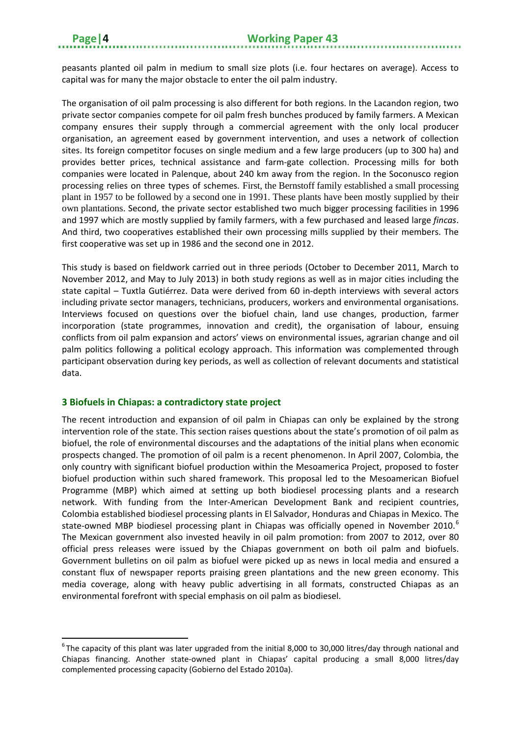peasants planted oil palm in medium to small size plots (i.e. four hectares on average). Access to capital was for many the major obstacle to enter the oil palm industry.

The organisation of oil palm processing is also different for both regions. In the Lacandon region, two private sector companies compete for oil palm fresh bunches produced by family farmers. A Mexican company ensures their supply through a commercial agreement with the only local producer organisation, an agreement eased by government intervention, and uses a network of collection sites. Its foreign competitor focuses on single medium and a few large producers (up to 300 ha) and provides better prices, technical assistance and farm-gate collection. Processing mills for both companies were located in Palenque, about 240 km away from the region. In the Soconusco region processing relies on three types of schemes. First, the Bernstoff family established a small processing plant in 1957 to be followed by a second one in 1991. These plants have been mostly supplied by their own plantations. Second, the private sector established two much bigger processing facilities in 1996 and 1997 which are mostly supplied by family farmers, with a few purchased and leased large *fincas*. And third, two cooperatives established their own processing mills supplied by their members. The first cooperative was set up in 1986 and the second one in 2012.

This study is based on fieldwork carried out in three periods (October to December 2011, March to November 2012, and May to July 2013) in both study regions as well as in major cities including the state capital – Tuxtla Gutiérrez. Data were derived from 60 in-depth interviews with several actors including private sector managers, technicians, producers, workers and environmental organisations. Interviews focused on questions over the biofuel chain, land use changes, production, farmer incorporation (state programmes, innovation and credit), the organisation of labour, ensuing conflicts from oil palm expansion and actors' views on environmental issues, agrarian change and oil palm politics following a political ecology approach. This information was complemented through participant observation during key periods, as well as collection of relevant documents and statistical data.

## 3 Biofuels in Chiapas: a contradictory state project

The recent introduction and expansion of oil palm in Chiapas can only be explained by the strong intervention role of the state. This section raises questions about the state's promotion of oil palm as biofuel, the role of environmental discourses and the adaptations of the initial plans when economic prospects changed. The promotion of oil palm is a recent phenomenon. In April 2007, Colombia, the only country with significant biofuel production within the Mesoamerica Project, proposed to foster biofuel production within such shared framework. This proposal led to the Mesoamerican Biofuel Programme (MBP) which aimed at setting up both biodiesel processing plants and a research network. With funding from the Inter-American Development Bank and recipient countries, Colombia established biodiesel processing plants in El Salvador, Honduras and Chiapas in Mexico. The state-owned MBP biodiesel processing plant in Chiapas was officially opened in November 2010.[6] The Mexican government also invested heavily in oil palm promotion: from 2007 to 2012, over 80 official press releases were issued by the Chiapas government on both oil palm and biofuels. Government bulletins on oil palm as biofuel were picked up as news in local media and ensured a constant flux of newspaper reports praising green plantations and the new green economy. This media coverage, along with heavy public advertising in all formats, constructed Chiapas as an environmental forefront with special emphasis on oil palm as biodiesel.

---

[6] The capacity of this plant was later upgraded from the initial 8,000 to 30,000 litres/day through national and Chiapas financing. Another state-owned plant in Chiapas' capital producing a small 8,000 litres/day complemented processing capacity (Gobierno del Estado 2010a).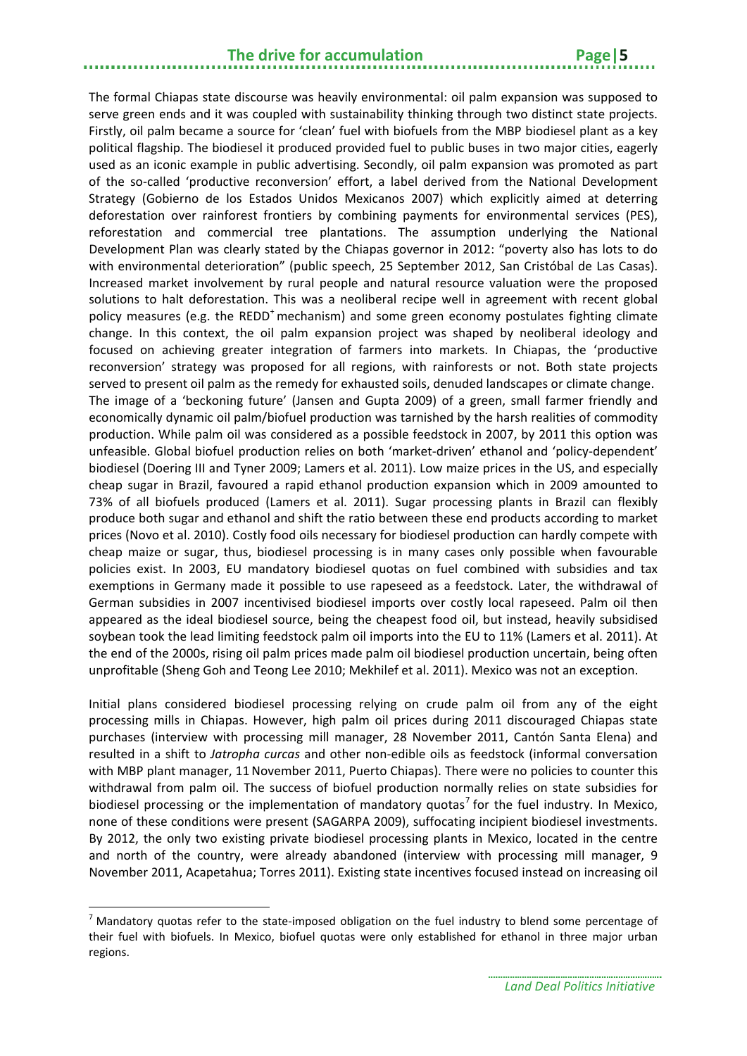The formal Chiapas state discourse was heavily environmental: oil palm expansion was supposed to serve green ends and it was coupled with sustainability thinking through two distinct state projects. Firstly, oil palm became a source for 'clean' fuel with biofuels from the MBP biodiesel plant as a key political flagship. The biodiesel it produced provided fuel to public buses in two major cities, eagerly used as an iconic example in public advertising. Secondly, oil palm expansion was promoted as part of the so-called 'productive reconversion' effort, a label derived from the National Development Strategy (Gobierno de los Estados Unidos Mexicanos 2007) which explicitly aimed at deterring deforestation over rainforest frontiers by combining payments for environmental services (PES), reforestation and commercial tree plantations. The assumption underlying the National Development Plan was clearly stated by the Chiapas governor in 2012: "poverty also has lots to do with environmental deterioration" (public speech, 25 September 2012, San Cristóbal de Las Casas). Increased market involvement by rural people and natural resource valuation were the proposed solutions to halt deforestation. This was a neoliberal recipe well in agreement with recent global policy measures (e.g. the REDD+ mechanism) and some green economy postulates fighting climate change. In this context, the oil palm expansion project was shaped by neoliberal ideology and focused on achieving greater integration of farmers into markets. In Chiapas, the 'productive reconversion' strategy was proposed for all regions, with rainforests or not. Both state projects served to present oil palm as the remedy for exhausted soils, denuded landscapes or climate change.
The image of a 'beckoning future' (Jansen and Gupta 2009) of a green, small farmer friendly and economically dynamic oil palm/biofuel production was tarnished by the harsh realities of commodity production. While palm oil was considered as a possible feedstock in 2007, by 2011 this option was unfeasible. Global biofuel production relies on both 'market-driven' ethanol and 'policy-dependent' biodiesel (Doering III and Tyner 2009; Lamers et al. 2011). Low maize prices in the US, and especially cheap sugar in Brazil, favoured a rapid ethanol production expansion which in 2009 amounted to 73% of all biofuels produced (Lamers et al. 2011). Sugar processing plants in Brazil can flexibly produce both sugar and ethanol and shift the ratio between these end products according to market prices (Novo et al. 2010). Costly food oils necessary for biodiesel production can hardly compete with cheap maize or sugar, thus, biodiesel processing is in many cases only possible when favourable policies exist. In 2003, EU mandatory biodiesel quotas on fuel combined with subsidies and tax exemptions in Germany made it possible to use rapeseed as a feedstock. Later, the withdrawal of German subsidies in 2007 incentivised biodiesel imports over costly local rapeseed. Palm oil then appeared as the ideal biodiesel source, being the cheapest food oil, but instead, heavily subsidised soybean took the lead limiting feedstock palm oil imports into the EU to 11% (Lamers et al. 2011). At the end of the 2000s, rising oil palm prices made palm oil biodiesel production uncertain, being often unprofitable (Sheng Goh and Teong Lee 2010; Mekhilef et al. 2011). Mexico was not an exception.

Initial plans considered biodiesel processing relying on crude palm oil from any of the eight processing mills in Chiapas. However, high palm oil prices during 2011 discouraged Chiapas state purchases (interview with processing mill manager, 28 November 2011, Cantón Santa Elena) and resulted in a shift to *Jatropha curcas* and other non-edible oils as feedstock (informal conversation with MBP plant manager, 11 November 2011, Puerto Chiapas). There were no policies to counter this withdrawal from palm oil. The success of biofuel production normally relies on state subsidies for biodiesel processing or the implementation of mandatory quotas[7] for the fuel industry. In Mexico, none of these conditions were present (SAGARPA 2009), suffocating incipient biodiesel investments. By 2012, the only two existing private biodiesel processing plants in Mexico, located in the centre and north of the country, were already abandoned (interview with processing mill manager, 9 November 2011, Acapetahua; Torres 2011). Existing state incentives focused instead on increasing oil

[7] Mandatory quotas refer to the state-imposed obligation on the fuel industry to blend some percentage of their fuel with biofuels. In Mexico, biofuel quotas were only established for ethanol in three major urban regions.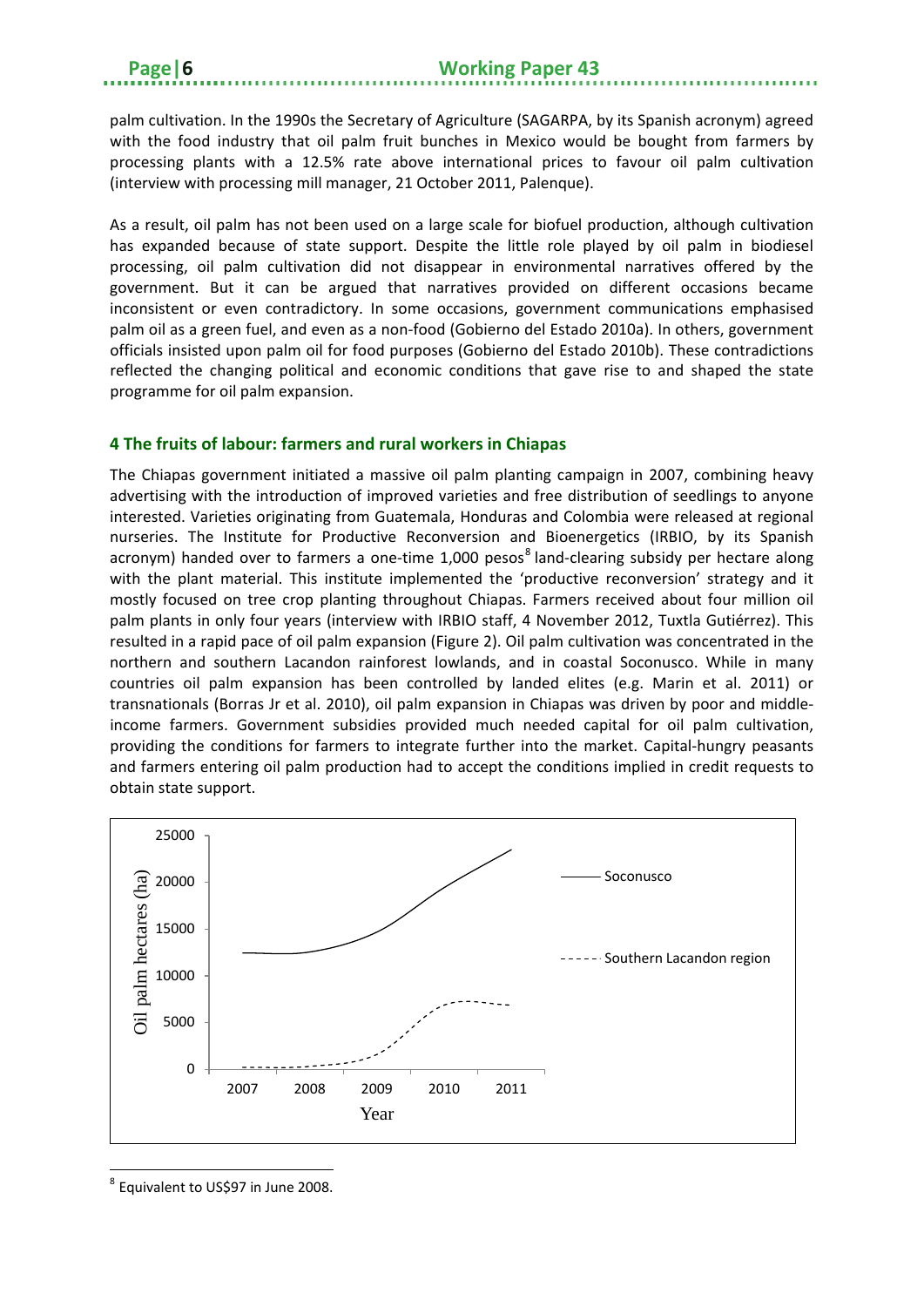palm cultivation. In the 1990s the Secretary of Agriculture (SAGARPA, by its Spanish acronym) agreed with the food industry that oil palm fruit bunches in Mexico would be bought from farmers by processing plants with a 12.5% rate above international prices to favour oil palm cultivation (interview with processing mill manager, 21 October 2011, Palenque).

As a result, oil palm has not been used on a large scale for biofuel production, although cultivation has expanded because of state support. Despite the little role played by oil palm in biodiesel processing, oil palm cultivation did not disappear in environmental narratives offered by the government. But it can be argued that narratives provided on different occasions became inconsistent or even contradictory. In some occasions, government communications emphasised palm oil as a green fuel, and even as a non-food (Gobierno del Estado 2010a). In others, government officials insisted upon palm oil for food purposes (Gobierno del Estado 2010b). These contradictions reflected the changing political and economic conditions that gave rise to and shaped the state programme for oil palm expansion.

## 4 The fruits of labour: farmers and rural workers in Chiapas

The Chiapas government initiated a massive oil palm planting campaign in 2007, combining heavy advertising with the introduction of improved varieties and free distribution of seedlings to anyone interested. Varieties originating from Guatemala, Honduras and Colombia were released at regional nurseries. The Institute for Productive Reconversion and Bioenergetics (IRBIO, by its Spanish acronym) handed over to farmers a one-time 1,000 pesos[8] land-clearing subsidy per hectare along with the plant material. This institute implemented the 'productive reconversion' strategy and it mostly focused on tree crop planting throughout Chiapas. Farmers received about four million oil palm plants in only four years (interview with IRBIO staff, 4 November 2012, Tuxtla Gutiérrez). This resulted in a rapid pace of oil palm expansion (Figure 2). Oil palm cultivation was concentrated in the northern and southern Lacandon rainforest lowlands, and in coastal Soconusco. While in many countries oil palm expansion has been controlled by landed elites (e.g. Marin et al. 2011) or transnationals (Borras Jr et al. 2010), oil palm expansion in Chiapas was driven by poor and middle-income farmers. Government subsidies provided much needed capital for oil palm cultivation, providing the conditions for farmers to integrate further into the market. Capital-hungry peasants and farmers entering oil palm production had to accept the conditions implied in credit requests to obtain state support.

[8] Equivalent to US$97 in June 2008.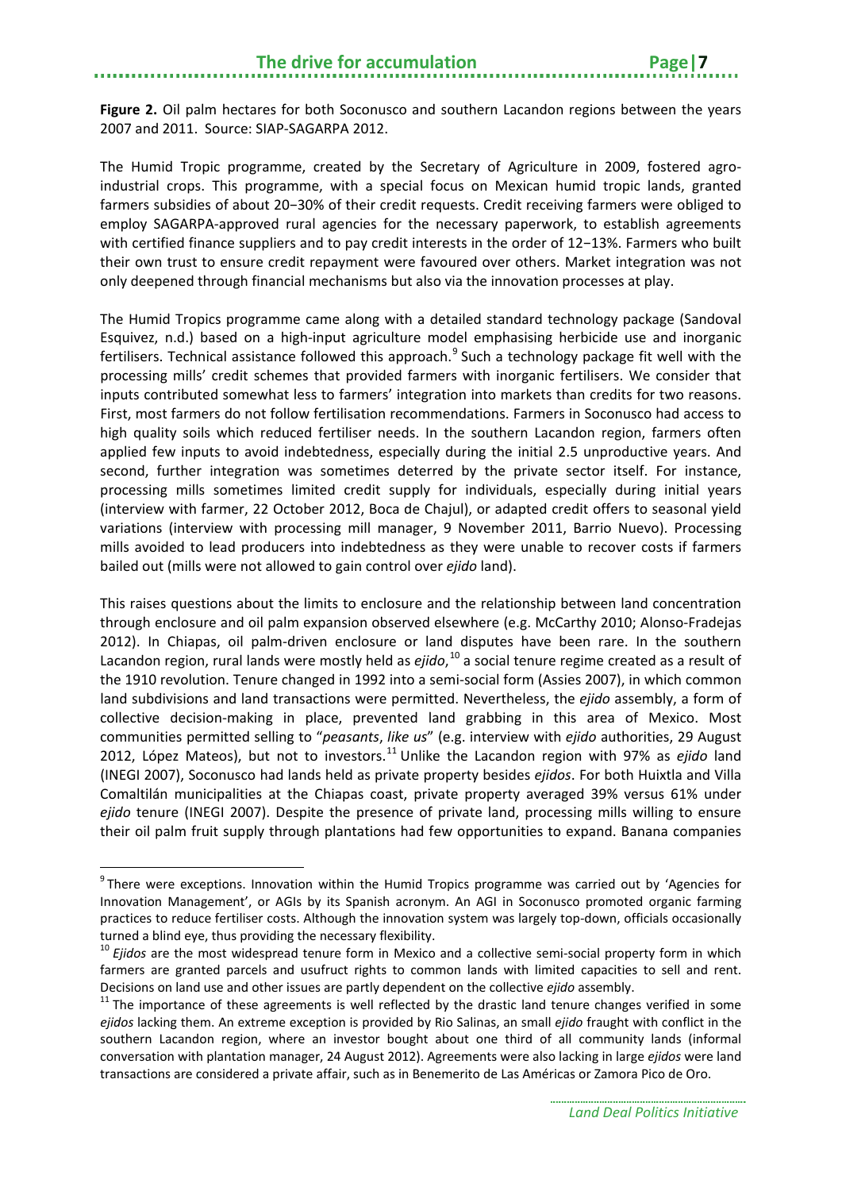**Figure 2.** Oil palm hectares for both Soconusco and southern Lacandon regions between the years 2007 and 2011. Source: SIAP-SAGARPA 2012.

The Humid Tropic programme, created by the Secretary of Agriculture in 2009, fostered agro-industrial crops. This programme, with a special focus on Mexican humid tropic lands, granted farmers subsidies of about 20−30% of their credit requests. Credit receiving farmers were obliged to employ SAGARPA-approved rural agencies for the necessary paperwork, to establish agreements with certified finance suppliers and to pay credit interests in the order of 12−13%. Farmers who built their own trust to ensure credit repayment were favoured over others. Market integration was not only deepened through financial mechanisms but also via the innovation processes at play.

The Humid Tropics programme came along with a detailed standard technology package (Sandoval Esquivez, n.d.) based on a high-input agriculture model emphasising herbicide use and inorganic fertilisers. Technical assistance followed this approach.[9] Such a technology package fit well with the processing mills' credit schemes that provided farmers with inorganic fertilisers. We consider that inputs contributed somewhat less to farmers' integration into markets than credits for two reasons. First, most farmers do not follow fertilisation recommendations. Farmers in Soconusco had access to high quality soils which reduced fertiliser needs. In the southern Lacandon region, farmers often applied few inputs to avoid indebtedness, especially during the initial 2.5 unproductive years. And second, further integration was sometimes deterred by the private sector itself. For instance, processing mills sometimes limited credit supply for individuals, especially during initial years (interview with farmer, 22 October 2012, Boca de Chajul), or adapted credit offers to seasonal yield variations (interview with processing mill manager, 9 November 2011, Barrio Nuevo). Processing mills avoided to lead producers into indebtedness as they were unable to recover costs if farmers bailed out (mills were not allowed to gain control over *ejido* land).

This raises questions about the limits to enclosure and the relationship between land concentration through enclosure and oil palm expansion observed elsewhere (e.g. McCarthy 2010; Alonso-Fradejas 2012). In Chiapas, oil palm-driven enclosure or land disputes have been rare. In the southern Lacandon region, rural lands were mostly held as *ejido*,[10] a social tenure regime created as a result of the 1910 revolution. Tenure changed in 1992 into a semi-social form (Assies 2007), in which common land subdivisions and land transactions were permitted. Nevertheless, the *ejido* assembly, a form of collective decision-making in place, prevented land grabbing in this area of Mexico. Most communities permitted selling to "*peasants*, *like us*" (e.g. interview with *ejido* authorities, 29 August 2012, López Mateos), but not to investors.[11] Unlike the Lacandon region with 97% as *ejido* land (INEGI 2007), Soconusco had lands held as private property besides *ejidos*. For both Huixtla and Villa Comaltilán municipalities at the Chiapas coast, private property averaged 39% versus 61% under *ejido* tenure (INEGI 2007). Despite the presence of private land, processing mills willing to ensure their oil palm fruit supply through plantations had few opportunities to expand. Banana companies

---

[9] There were exceptions. Innovation within the Humid Tropics programme was carried out by 'Agencies for Innovation Management', or AGIs by its Spanish acronym. An AGI in Soconusco promoted organic farming practices to reduce fertiliser costs. Although the innovation system was largely top-down, officials occasionally turned a blind eye, thus providing the necessary flexibility.

[10] *Ejidos* are the most widespread tenure form in Mexico and a collective semi-social property form in which farmers are granted parcels and usufruct rights to common lands with limited capacities to sell and rent. Decisions on land use and other issues are partly dependent on the collective *ejido* assembly.

[11] The importance of these agreements is well reflected by the drastic land tenure changes verified in some *ejidos* lacking them. An extreme exception is provided by Rio Salinas, an small *ejido* fraught with conflict in the southern Lacandon region, where an investor bought about one third of all community lands (informal conversation with plantation manager, 24 August 2012). Agreements were also lacking in large *ejidos* were land transactions are considered a private affair, such as in Benemerito de Las Américas or Zamora Pico de Oro.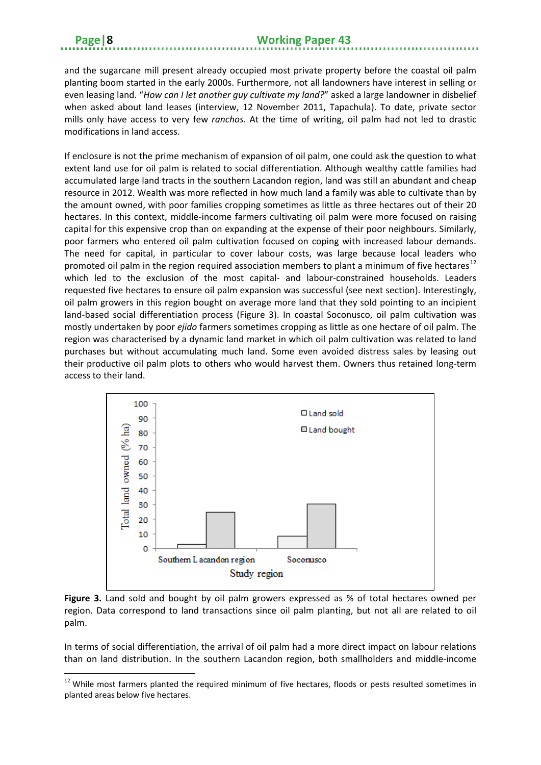and the sugarcane mill present already occupied most private property before the coastal oil palm planting boom started in the early 2000s. Furthermore, not all landowners have interest in selling or even leasing land. "*How can I let another guy cultivate my land?*" asked a large landowner in disbelief when asked about land leases (interview, 12 November 2011, Tapachula). To date, private sector mills only have access to very few *ranchos*. At the time of writing, oil palm had not led to drastic modifications in land access.

If enclosure is not the prime mechanism of expansion of oil palm, one could ask the question to what extent land use for oil palm is related to social differentiation. Although wealthy cattle families had accumulated large land tracts in the southern Lacandon region, land was still an abundant and cheap resource in 2012. Wealth was more reflected in how much land a family was able to cultivate than by the amount owned, with poor families cropping sometimes as little as three hectares out of their 20 hectares. In this context, middle-income farmers cultivating oil palm were more focused on raising capital for this expensive crop than on expanding at the expense of their poor neighbours. Similarly, poor farmers who entered oil palm cultivation focused on coping with increased labour demands. The need for capital, in particular to cover labour costs, was large because local leaders who promoted oil palm in the region required association members to plant a minimum of five hectares[12] which led to the exclusion of the most capital- and labour-constrained households. Leaders requested five hectares to ensure oil palm expansion was successful (see next section). Interestingly, oil palm growers in this region bought on average more land that they sold pointing to an incipient land-based social differentiation process (Figure 3). In coastal Soconusco, oil palm cultivation was mostly undertaken by poor *ejido* farmers sometimes cropping as little as one hectare of oil palm. The region was characterised by a dynamic land market in which oil palm cultivation was related to land purchases but without accumulating much land. Some even avoided distress sales by leasing out their productive oil palm plots to others who would harvest them. Owners thus retained long-term access to their land.

**Figure 3.** Land sold and bought by oil palm growers expressed as % of total hectares owned per region. Data correspond to land transactions since oil palm planting, but not all are related to oil palm.

In terms of social differentiation, the arrival of oil palm had a more direct impact on labour relations than on land distribution. In the southern Lacandon region, both smallholders and middle-income

[12] While most farmers planted the required minimum of five hectares, floods or pests resulted sometimes in planted areas below five hectares.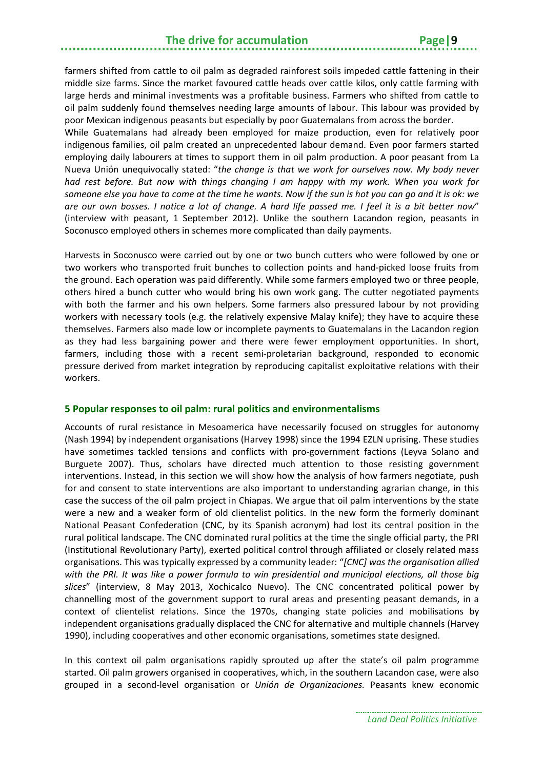farmers shifted from cattle to oil palm as degraded rainforest soils impeded cattle fattening in their middle size farms. Since the market favoured cattle heads over cattle kilos, only cattle farming with large herds and minimal investments was a profitable business. Farmers who shifted from cattle to oil palm suddenly found themselves needing large amounts of labour. This labour was provided by poor Mexican indigenous peasants but especially by poor Guatemalans from across the border.
While Guatemalans had already been employed for maize production, even for relatively poor indigenous families, oil palm created an unprecedented labour demand. Even poor farmers started employing daily labourers at times to support them in oil palm production. A poor peasant from La Nueva Unión unequivocally stated: "*the change is that we work for ourselves now. My body never had rest before. But now with things changing I am happy with my work. When you work for someone else you have to come at the time he wants. Now if the sun is hot you can go and it is ok: we are our own bosses. I notice a lot of change. A hard life passed me. I feel it is a bit better now*" (interview with peasant, 1 September 2012). Unlike the southern Lacandon region, peasants in Soconusco employed others in schemes more complicated than daily payments.

Harvests in Soconusco were carried out by one or two bunch cutters who were followed by one or two workers who transported fruit bunches to collection points and hand-picked loose fruits from the ground. Each operation was paid differently. While some farmers employed two or three people, others hired a bunch cutter who would bring his own work gang. The cutter negotiated payments with both the farmer and his own helpers. Some farmers also pressured labour by not providing workers with necessary tools (e.g. the relatively expensive Malay knife); they have to acquire these themselves. Farmers also made low or incomplete payments to Guatemalans in the Lacandon region as they had less bargaining power and there were fewer employment opportunities. In short, farmers, including those with a recent semi-proletarian background, responded to economic pressure derived from market integration by reproducing capitalist exploitative relations with their workers.

## 5 Popular responses to oil palm: rural politics and environmentalisms

Accounts of rural resistance in Mesoamerica have necessarily focused on struggles for autonomy (Nash 1994) by independent organisations (Harvey 1998) since the 1994 EZLN uprising. These studies have sometimes tackled tensions and conflicts with pro-government factions (Leyva Solano and Burguete 2007). Thus, scholars have directed much attention to those resisting government interventions. Instead, in this section we will show how the analysis of how farmers negotiate, push for and consent to state interventions are also important to understanding agrarian change, in this case the success of the oil palm project in Chiapas. We argue that oil palm interventions by the state were a new and a weaker form of old clientelist politics. In the new form the formerly dominant National Peasant Confederation (CNC, by its Spanish acronym) had lost its central position in the rural political landscape. The CNC dominated rural politics at the time the single official party, the PRI (Institutional Revolutionary Party), exerted political control through affiliated or closely related mass organisations. This was typically expressed by a community leader: "*[CNC] was the organisation allied with the PRI. It was like a power formula to win presidential and municipal elections, all those big slices*" (interview, 8 May 2013, Xochicalco Nuevo). The CNC concentrated political power by channelling most of the government support to rural areas and presenting peasant demands, in a context of clientelist relations. Since the 1970s, changing state policies and mobilisations by independent organisations gradually displaced the CNC for alternative and multiple channels (Harvey 1990), including cooperatives and other economic organisations, sometimes state designed.

In this context oil palm organisations rapidly sprouted up after the state's oil palm programme started. Oil palm growers organised in cooperatives, which, in the southern Lacandon case, were also grouped in a second-level organisation or *Unión de Organizaciones.* Peasants knew economic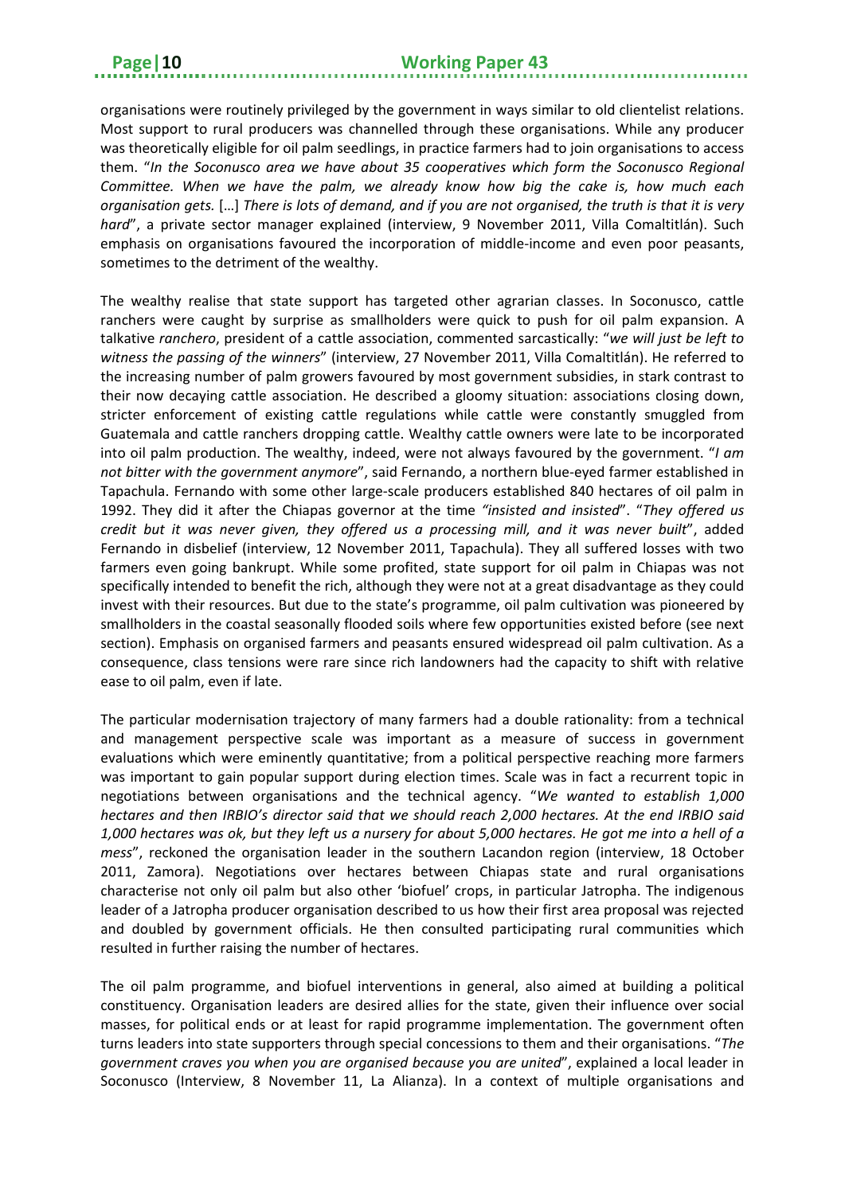organisations were routinely privileged by the government in ways similar to old clientelist relations. Most support to rural producers was channelled through these organisations. While any producer was theoretically eligible for oil palm seedlings, in practice farmers had to join organisations to access them. "*In the Soconusco area we have about 35 cooperatives which form the Soconusco Regional Committee. When we have the palm, we already know how big the cake is, how much each organisation gets.* […] *There is lots of demand, and if you are not organised, the truth is that it is very hard*", a private sector manager explained (interview, 9 November 2011, Villa Comaltitlán). Such emphasis on organisations favoured the incorporation of middle-income and even poor peasants, sometimes to the detriment of the wealthy.

The wealthy realise that state support has targeted other agrarian classes. In Soconusco, cattle ranchers were caught by surprise as smallholders were quick to push for oil palm expansion. A talkative *ranchero*, president of a cattle association, commented sarcastically: "*we will just be left to witness the passing of the winners*" (interview, 27 November 2011, Villa Comaltitlán). He referred to the increasing number of palm growers favoured by most government subsidies, in stark contrast to their now decaying cattle association. He described a gloomy situation: associations closing down, stricter enforcement of existing cattle regulations while cattle were constantly smuggled from Guatemala and cattle ranchers dropping cattle. Wealthy cattle owners were late to be incorporated into oil palm production. The wealthy, indeed, were not always favoured by the government. "*I am not bitter with the government anymore*", said Fernando, a northern blue-eyed farmer established in Tapachula. Fernando with some other large-scale producers established 840 hectares of oil palm in 1992. They did it after the Chiapas governor at the time *"insisted and insisted*". "*They offered us credit but it was never given, they offered us a processing mill, and it was never built*", added Fernando in disbelief (interview, 12 November 2011, Tapachula). They all suffered losses with two farmers even going bankrupt. While some profited, state support for oil palm in Chiapas was not specifically intended to benefit the rich, although they were not at a great disadvantage as they could invest with their resources. But due to the state's programme, oil palm cultivation was pioneered by smallholders in the coastal seasonally flooded soils where few opportunities existed before (see next section). Emphasis on organised farmers and peasants ensured widespread oil palm cultivation. As a consequence, class tensions were rare since rich landowners had the capacity to shift with relative ease to oil palm, even if late.

The particular modernisation trajectory of many farmers had a double rationality: from a technical and management perspective scale was important as a measure of success in government evaluations which were eminently quantitative; from a political perspective reaching more farmers was important to gain popular support during election times. Scale was in fact a recurrent topic in negotiations between organisations and the technical agency. "*We wanted to establish 1,000 hectares and then IRBIO's director said that we should reach 2,000 hectares. At the end IRBIO said 1,000 hectares was ok, but they left us a nursery for about 5,000 hectares. He got me into a hell of a mess*", reckoned the organisation leader in the southern Lacandon region (interview, 18 October 2011, Zamora). Negotiations over hectares between Chiapas state and rural organisations characterise not only oil palm but also other 'biofuel' crops, in particular Jatropha. The indigenous leader of a Jatropha producer organisation described to us how their first area proposal was rejected and doubled by government officials. He then consulted participating rural communities which resulted in further raising the number of hectares.

The oil palm programme, and biofuel interventions in general, also aimed at building a political constituency. Organisation leaders are desired allies for the state, given their influence over social masses, for political ends or at least for rapid programme implementation. The government often turns leaders into state supporters through special concessions to them and their organisations. "*The government craves you when you are organised because you are united*", explained a local leader in Soconusco (Interview, 8 November 11, La Alianza). In a context of multiple organisations and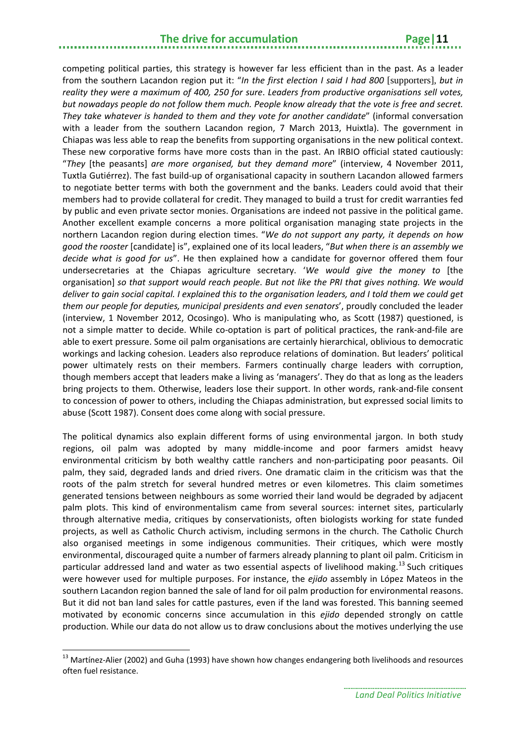competing political parties, this strategy is however far less efficient than in the past. As a leader from the southern Lacandon region put it: "*In the first election I said I had 800* [supporters], *but in reality they were a maximum of 400, 250 for sure*. *Leaders from productive organisations sell votes, but nowadays people do not follow them much. People know already that the vote is free and secret. They take whatever is handed to them and they vote for another candidate*" (informal conversation with a leader from the southern Lacandon region, 7 March 2013, Huixtla). The government in Chiapas was less able to reap the benefits from supporting organisations in the new political context. These new corporative forms have more costs than in the past. An IRBIO official stated cautiously: "*They* [the peasants] *are more organised, but they demand more*" (interview, 4 November 2011, Tuxtla Gutiérrez). The fast build-up of organisational capacity in southern Lacandon allowed farmers to negotiate better terms with both the government and the banks. Leaders could avoid that their members had to provide collateral for credit. They managed to build a trust for credit warranties fed by public and even private sector monies. Organisations are indeed not passive in the political game. Another excellent example concerns a more political organisation managing state projects in the northern Lacandon region during election times. "*We do not support any party, it depends on how good the rooster* [candidate] is", explained one of its local leaders, "*But when there is an assembly we decide what is good for us*". He then explained how a candidate for governor offered them four undersecretaries at the Chiapas agriculture secretary. '*We would give the money to* [the organisation] *so that support would reach people*. *But not like the PRI that gives nothing. We would deliver to gain social capital. I explained this to the organisation leaders, and I told them we could get them our people for deputies, municipal presidents and even senators*', proudly concluded the leader (interview, 1 November 2012, Ocosingo). Who is manipulating who, as Scott (1987) questioned, is not a simple matter to decide. While co-optation is part of political practices, the rank-and-file are able to exert pressure. Some oil palm organisations are certainly hierarchical, oblivious to democratic workings and lacking cohesion. Leaders also reproduce relations of domination. But leaders' political power ultimately rests on their members. Farmers continually charge leaders with corruption, though members accept that leaders make a living as 'managers'. They do that as long as the leaders bring projects to them. Otherwise, leaders lose their support. In other words, rank-and-file consent to concession of power to others, including the Chiapas administration, but expressed social limits to abuse (Scott 1987). Consent does come along with social pressure.

The political dynamics also explain different forms of using environmental jargon. In both study regions, oil palm was adopted by many middle-income and poor farmers amidst heavy environmental criticism by both wealthy cattle ranchers and non-participating poor peasants. Oil palm, they said, degraded lands and dried rivers. One dramatic claim in the criticism was that the roots of the palm stretch for several hundred metres or even kilometres. This claim sometimes generated tensions between neighbours as some worried their land would be degraded by adjacent palm plots. This kind of environmentalism came from several sources: internet sites, particularly through alternative media, critiques by conservationists, often biologists working for state funded projects, as well as Catholic Church activism, including sermons in the church. The Catholic Church also organised meetings in some indigenous communities. Their critiques, which were mostly environmental, discouraged quite a number of farmers already planning to plant oil palm. Criticism in particular addressed land and water as two essential aspects of livelihood making.[13] Such critiques were however used for multiple purposes. For instance, the *ejido* assembly in López Mateos in the southern Lacandon region banned the sale of land for oil palm production for environmental reasons. But it did not ban land sales for cattle pastures, even if the land was forested. This banning seemed motivated by economic concerns since accumulation in this *ejido* depended strongly on cattle production. While our data do not allow us to draw conclusions about the motives underlying the use

[13] Martínez-Alier (2002) and Guha (1993) have shown how changes endangering both livelihoods and resources often fuel resistance.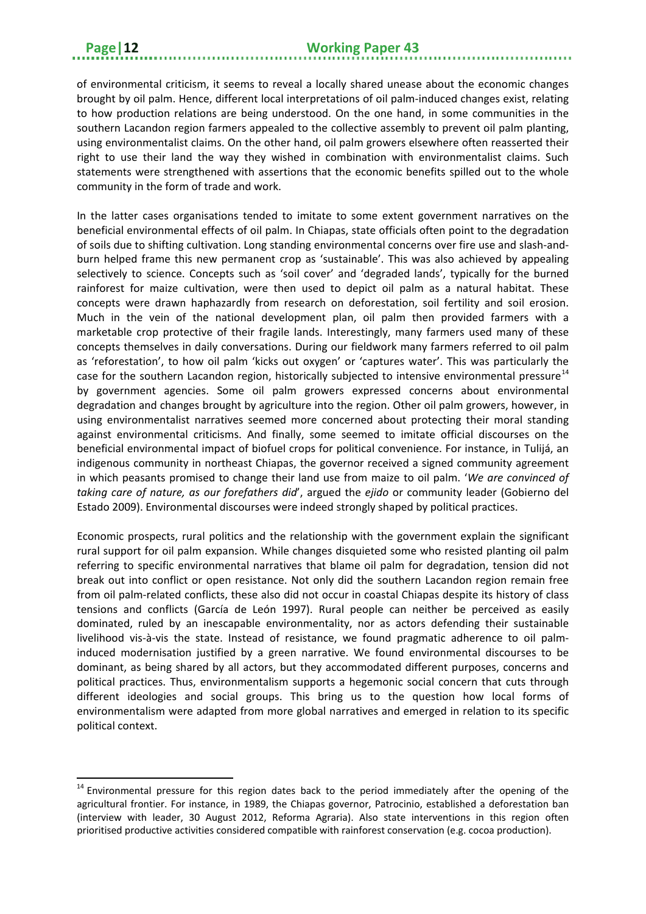of environmental criticism, it seems to reveal a locally shared unease about the economic changes brought by oil palm. Hence, different local interpretations of oil palm-induced changes exist, relating to how production relations are being understood. On the one hand, in some communities in the southern Lacandon region farmers appealed to the collective assembly to prevent oil palm planting, using environmentalist claims. On the other hand, oil palm growers elsewhere often reasserted their right to use their land the way they wished in combination with environmentalist claims. Such statements were strengthened with assertions that the economic benefits spilled out to the whole community in the form of trade and work.

In the latter cases organisations tended to imitate to some extent government narratives on the beneficial environmental effects of oil palm. In Chiapas, state officials often point to the degradation of soils due to shifting cultivation. Long standing environmental concerns over fire use and slash-and-burn helped frame this new permanent crop as 'sustainable'. This was also achieved by appealing selectively to science. Concepts such as 'soil cover' and 'degraded lands', typically for the burned rainforest for maize cultivation, were then used to depict oil palm as a natural habitat. These concepts were drawn haphazardly from research on deforestation, soil fertility and soil erosion. Much in the vein of the national development plan, oil palm then provided farmers with a marketable crop protective of their fragile lands. Interestingly, many farmers used many of these concepts themselves in daily conversations. During our fieldwork many farmers referred to oil palm as 'reforestation', to how oil palm 'kicks out oxygen' or 'captures water'. This was particularly the case for the southern Lacandon region, historically subjected to intensive environmental pressure[14] by government agencies. Some oil palm growers expressed concerns about environmental degradation and changes brought by agriculture into the region. Other oil palm growers, however, in using environmentalist narratives seemed more concerned about protecting their moral standing against environmental criticisms. And finally, some seemed to imitate official discourses on the beneficial environmental impact of biofuel crops for political convenience. For instance, in Tulijá, an indigenous community in northeast Chiapas, the governor received a signed community agreement in which peasants promised to change their land use from maize to oil palm. '*We are convinced of taking care of nature, as our forefathers did*', argued the *ejido* or community leader (Gobierno del Estado 2009). Environmental discourses were indeed strongly shaped by political practices.

Economic prospects, rural politics and the relationship with the government explain the significant rural support for oil palm expansion. While changes disquieted some who resisted planting oil palm referring to specific environmental narratives that blame oil palm for degradation, tension did not break out into conflict or open resistance. Not only did the southern Lacandon region remain free from oil palm-related conflicts, these also did not occur in coastal Chiapas despite its history of class tensions and conflicts (García de León 1997). Rural people can neither be perceived as easily dominated, ruled by an inescapable environmentality, nor as actors defending their sustainable livelihood vis-à-vis the state. Instead of resistance, we found pragmatic adherence to oil palm-induced modernisation justified by a green narrative. We found environmental discourses to be dominant, as being shared by all actors, but they accommodated different purposes, concerns and political practices. Thus, environmentalism supports a hegemonic social concern that cuts through different ideologies and social groups. This bring us to the question how local forms of environmentalism were adapted from more global narratives and emerged in relation to its specific political context.

[14] Environmental pressure for this region dates back to the period immediately after the opening of the agricultural frontier. For instance, in 1989, the Chiapas governor, Patrocinio, established a deforestation ban (interview with leader, 30 August 2012, Reforma Agraria). Also state interventions in this region often prioritised productive activities considered compatible with rainforest conservation (e.g. cocoa production).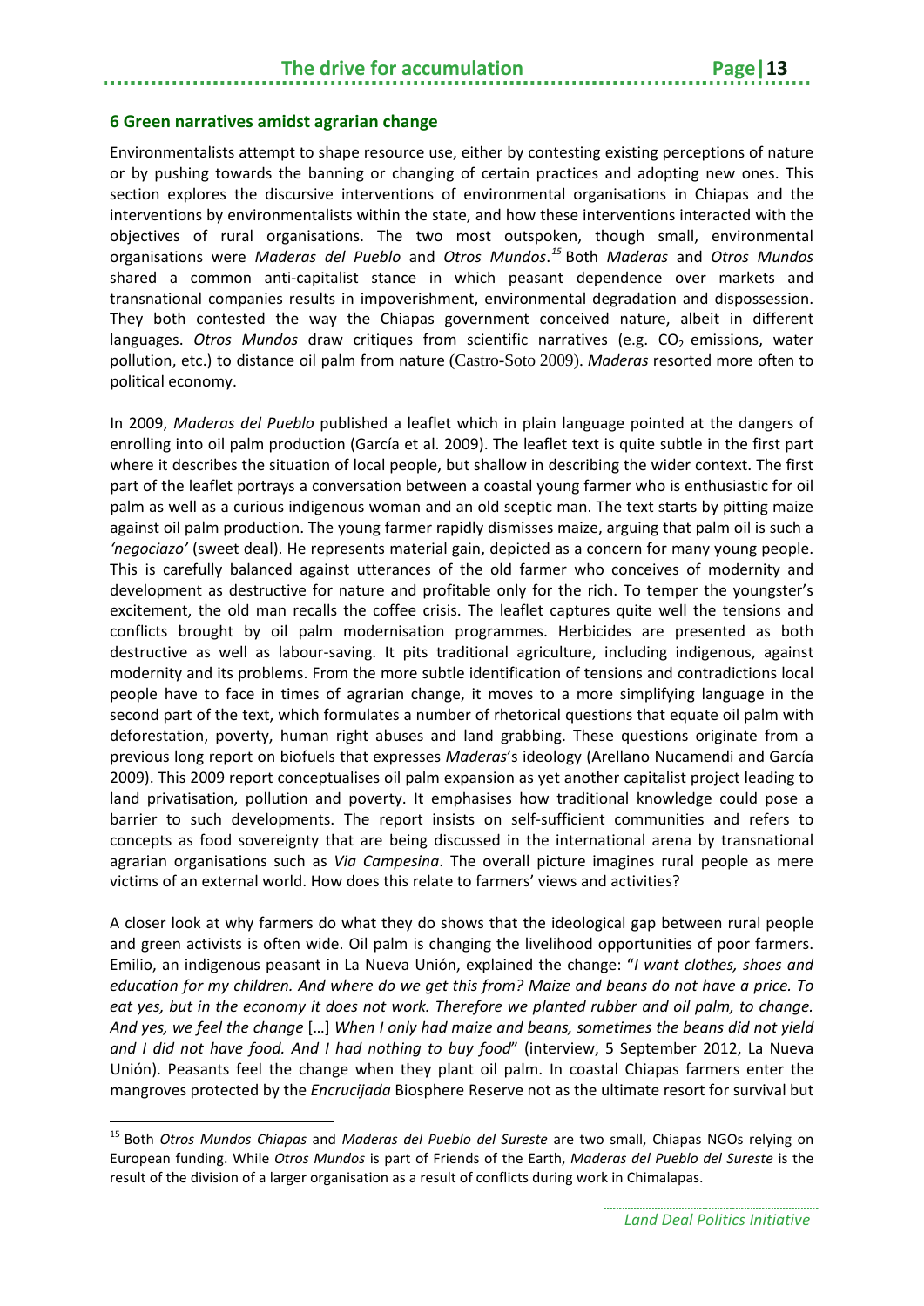## 6 Green narratives amidst agrarian change

Environmentalists attempt to shape resource use, either by contesting existing perceptions of nature or by pushing towards the banning or changing of certain practices and adopting new ones. This section explores the discursive interventions of environmental organisations in Chiapas and the interventions by environmentalists within the state, and how these interventions interacted with the objectives of rural organisations. The two most outspoken, though small, environmental organisations were *Maderas del Pueblo* and *Otros Mundos*.[15] Both *Maderas* and *Otros Mundos* shared a common anti-capitalist stance in which peasant dependence over markets and transnational companies results in impoverishment, environmental degradation and dispossession. They both contested the way the Chiapas government conceived nature, albeit in different languages. *Otros Mundos* draw critiques from scientific narratives (e.g. $CO_2$ emissions, water pollution, etc.) to distance oil palm from nature (Castro-Soto 2009). *Maderas* resorted more often to political economy.

In 2009, *Maderas del Pueblo* published a leaflet which in plain language pointed at the dangers of enrolling into oil palm production (García et al. 2009). The leaflet text is quite subtle in the first part where it describes the situation of local people, but shallow in describing the wider context. The first part of the leaflet portrays a conversation between a coastal young farmer who is enthusiastic for oil palm as well as a curious indigenous woman and an old sceptic man. The text starts by pitting maize against oil palm production. The young farmer rapidly dismisses maize, arguing that palm oil is such a *'negociazo'* (sweet deal). He represents material gain, depicted as a concern for many young people. This is carefully balanced against utterances of the old farmer who conceives of modernity and development as destructive for nature and profitable only for the rich. To temper the youngster's excitement, the old man recalls the coffee crisis. The leaflet captures quite well the tensions and conflicts brought by oil palm modernisation programmes. Herbicides are presented as both destructive as well as labour-saving. It pits traditional agriculture, including indigenous, against modernity and its problems. From the more subtle identification of tensions and contradictions local people have to face in times of agrarian change, it moves to a more simplifying language in the second part of the text, which formulates a number of rhetorical questions that equate oil palm with deforestation, poverty, human right abuses and land grabbing. These questions originate from a previous long report on biofuels that expresses *Maderas*'s ideology (Arellano Nucamendi and García 2009). This 2009 report conceptualises oil palm expansion as yet another capitalist project leading to land privatisation, pollution and poverty. It emphasises how traditional knowledge could pose a barrier to such developments. The report insists on self-sufficient communities and refers to concepts as food sovereignty that are being discussed in the international arena by transnational agrarian organisations such as *Via Campesina*. The overall picture imagines rural people as mere victims of an external world. How does this relate to farmers' views and activities?

A closer look at why farmers do what they do shows that the ideological gap between rural people and green activists is often wide. Oil palm is changing the livelihood opportunities of poor farmers. Emilio, an indigenous peasant in La Nueva Unión, explained the change: "*I want clothes, shoes and education for my children. And where do we get this from? Maize and beans do not have a price. To eat yes, but in the economy it does not work. Therefore we planted rubber and oil palm, to change. And yes, we feel the change* […] *When I only had maize and beans, sometimes the beans did not yield and I did not have food. And I had nothing to buy food*" (interview, 5 September 2012, La Nueva Unión). Peasants feel the change when they plant oil palm. In coastal Chiapas farmers enter the mangroves protected by the *Encrucijada* Biosphere Reserve not as the ultimate resort for survival but

[15] Both *Otros Mundos Chiapas* and *Maderas del Pueblo del Sureste* are two small, Chiapas NGOs relying on European funding. While *Otros Mundos* is part of Friends of the Earth, *Maderas del Pueblo del Sureste* is the result of the division of a larger organisation as a result of conflicts during work in Chimalapas.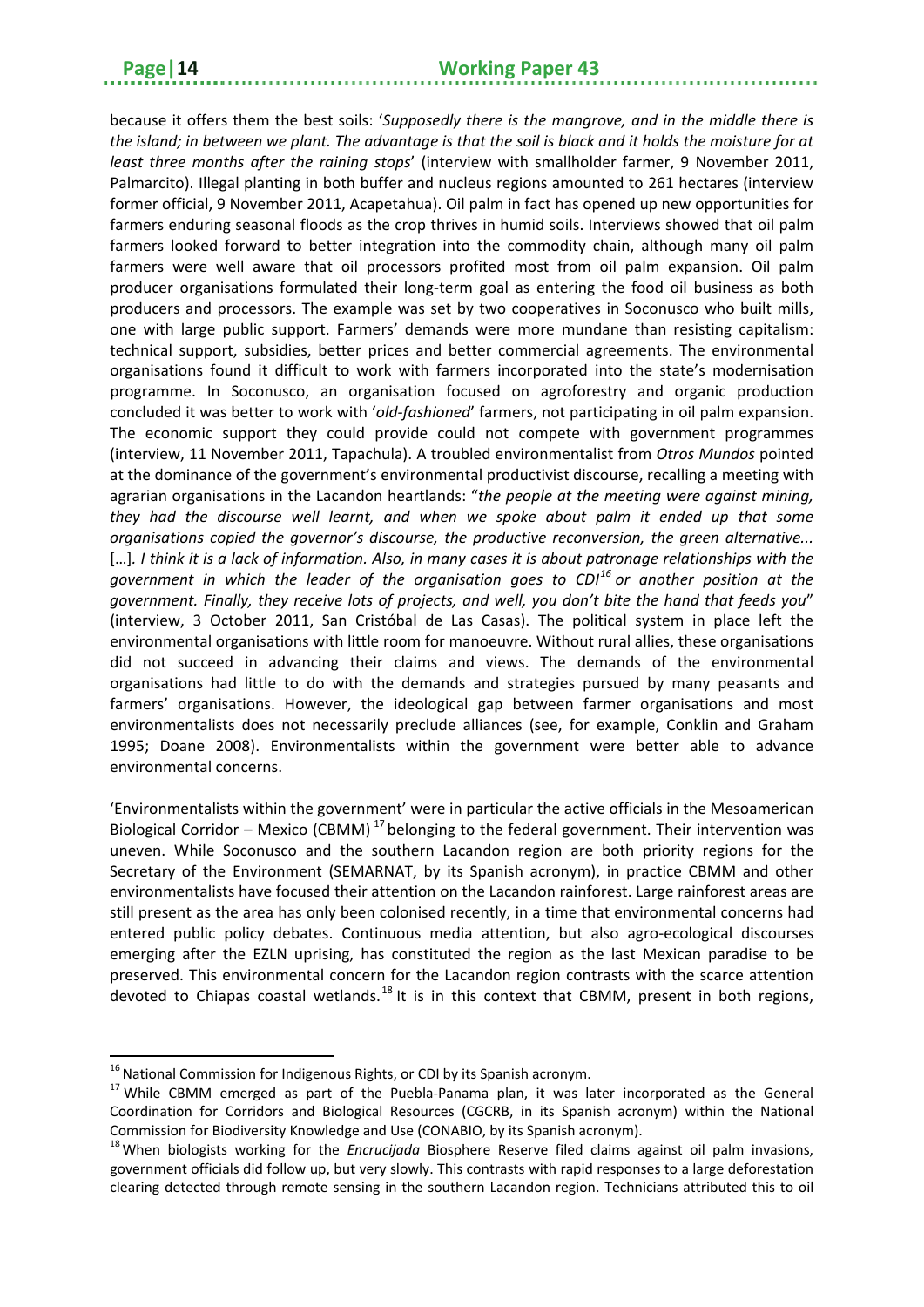because it offers them the best soils: '*Supposedly there is the mangrove, and in the middle there is the island; in between we plant. The advantage is that the soil is black and it holds the moisture for at least three months after the raining stops*' (interview with smallholder farmer, 9 November 2011, Palmarcito). Illegal planting in both buffer and nucleus regions amounted to 261 hectares (interview former official, 9 November 2011, Acapetahua). Oil palm in fact has opened up new opportunities for farmers enduring seasonal floods as the crop thrives in humid soils. Interviews showed that oil palm farmers looked forward to better integration into the commodity chain, although many oil palm farmers were well aware that oil processors profited most from oil palm expansion. Oil palm producer organisations formulated their long-term goal as entering the food oil business as both producers and processors. The example was set by two cooperatives in Soconusco who built mills, one with large public support. Farmers' demands were more mundane than resisting capitalism: technical support, subsidies, better prices and better commercial agreements. The environmental organisations found it difficult to work with farmers incorporated into the state's modernisation programme. In Soconusco, an organisation focused on agroforestry and organic production concluded it was better to work with '*old-fashioned*' farmers, not participating in oil palm expansion. The economic support they could provide could not compete with government programmes (interview, 11 November 2011, Tapachula). A troubled environmentalist from *Otros Mundos* pointed at the dominance of the government's environmental productivist discourse, recalling a meeting with agrarian organisations in the Lacandon heartlands: "*the people at the meeting were against mining, they had the discourse well learnt, and when we spoke about palm it ended up that some organisations copied the governor's discourse, the productive reconversion, the green alternative...* [...]. *I think it is a lack of information. Also, in many cases it is about patronage relationships with the government in which the leader of the organisation goes to CDI*[16] *or another position at the government. Finally, they receive lots of projects, and well, you don't bite the hand that feeds you*" (interview, 3 October 2011, San Cristóbal de Las Casas). The political system in place left the environmental organisations with little room for manoeuvre. Without rural allies, these organisations did not succeed in advancing their claims and views. The demands of the environmental organisations had little to do with the demands and strategies pursued by many peasants and farmers' organisations. However, the ideological gap between farmer organisations and most environmentalists does not necessarily preclude alliances (see, for example, Conklin and Graham 1995; Doane 2008). Environmentalists within the government were better able to advance environmental concerns.

'Environmentalists within the government' were in particular the active officials in the Mesoamerican Biological Corridor – Mexico (CBMM)[17] belonging to the federal government. Their intervention was uneven. While Soconusco and the southern Lacandon region are both priority regions for the Secretary of the Environment (SEMARNAT, by its Spanish acronym), in practice CBMM and other environmentalists have focused their attention on the Lacandon rainforest. Large rainforest areas are still present as the area has only been colonised recently, in a time that environmental concerns had entered public policy debates. Continuous media attention, but also agro-ecological discourses emerging after the EZLN uprising, has constituted the region as the last Mexican paradise to be preserved. This environmental concern for the Lacandon region contrasts with the scarce attention devoted to Chiapas coastal wetlands.[18] It is in this context that CBMM, present in both regions,

---

[16] National Commission for Indigenous Rights, or CDI by its Spanish acronym.

[17] While CBMM emerged as part of the Puebla-Panama plan, it was later incorporated as the General Coordination for Corridors and Biological Resources (CGCRB, in its Spanish acronym) within the National Commission for Biodiversity Knowledge and Use (CONABIO, by its Spanish acronym).

[18] When biologists working for the *Encrucijada* Biosphere Reserve filed claims against oil palm invasions, government officials did follow up, but very slowly. This contrasts with rapid responses to a large deforestation clearing detected through remote sensing in the southern Lacandon region. Technicians attributed this to oil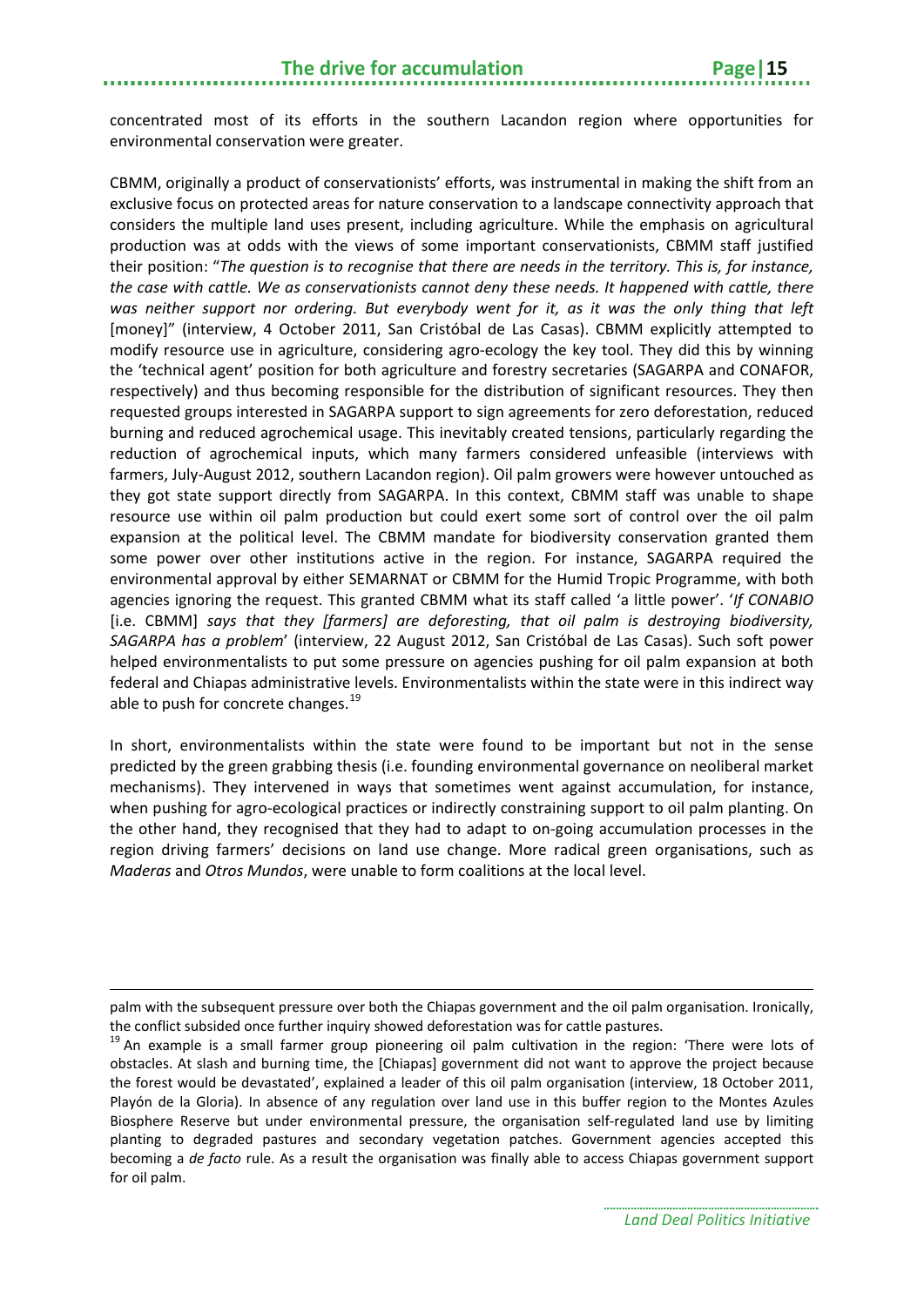concentrated most of its efforts in the southern Lacandon region where opportunities for environmental conservation were greater.

CBMM, originally a product of conservationists' efforts, was instrumental in making the shift from an exclusive focus on protected areas for nature conservation to a landscape connectivity approach that considers the multiple land uses present, including agriculture. While the emphasis on agricultural production was at odds with the views of some important conservationists, CBMM staff justified their position: "*The question is to recognise that there are needs in the territory. This is, for instance, the case with cattle. We as conservationists cannot deny these needs. It happened with cattle, there was neither support nor ordering. But everybody went for it, as it was the only thing that left* [money]" (interview, 4 October 2011, San Cristóbal de Las Casas). CBMM explicitly attempted to modify resource use in agriculture, considering agro-ecology the key tool. They did this by winning the 'technical agent' position for both agriculture and forestry secretaries (SAGARPA and CONAFOR, respectively) and thus becoming responsible for the distribution of significant resources. They then requested groups interested in SAGARPA support to sign agreements for zero deforestation, reduced burning and reduced agrochemical usage. This inevitably created tensions, particularly regarding the reduction of agrochemical inputs, which many farmers considered unfeasible (interviews with farmers, July-August 2012, southern Lacandon region). Oil palm growers were however untouched as they got state support directly from SAGARPA. In this context, CBMM staff was unable to shape resource use within oil palm production but could exert some sort of control over the oil palm expansion at the political level. The CBMM mandate for biodiversity conservation granted them some power over other institutions active in the region. For instance, SAGARPA required the environmental approval by either SEMARNAT or CBMM for the Humid Tropic Programme, with both agencies ignoring the request. This granted CBMM what its staff called 'a little power'. '*If CONABIO* [i.e. CBMM] *says that they [farmers] are deforesting, that oil palm is destroying biodiversity, SAGARPA has a problem*' (interview, 22 August 2012, San Cristóbal de Las Casas). Such soft power helped environmentalists to put some pressure on agencies pushing for oil palm expansion at both federal and Chiapas administrative levels. Environmentalists within the state were in this indirect way able to push for concrete changes.[19]

In short, environmentalists within the state were found to be important but not in the sense predicted by the green grabbing thesis (i.e. founding environmental governance on neoliberal market mechanisms). They intervened in ways that sometimes went against accumulation, for instance, when pushing for agro-ecological practices or indirectly constraining support to oil palm planting. On the other hand, they recognised that they had to adapt to on-going accumulation processes in the region driving farmers' decisions on land use change. More radical green organisations, such as *Maderas* and *Otros Mundos*, were unable to form coalitions at the local level.

---

palm with the subsequent pressure over both the Chiapas government and the oil palm organisation. Ironically, the conflict subsided once further inquiry showed deforestation was for cattle pastures.

[19] An example is a small farmer group pioneering oil palm cultivation in the region: 'There were lots of obstacles. At slash and burning time, the [Chiapas] government did not want to approve the project because the forest would be devastated', explained a leader of this oil palm organisation (interview, 18 October 2011, Playón de la Gloria). In absence of any regulation over land use in this buffer region to the Montes Azules Biosphere Reserve but under environmental pressure, the organisation self-regulated land use by limiting planting to degraded pastures and secondary vegetation patches. Government agencies accepted this becoming a *de facto* rule. As a result the organisation was finally able to access Chiapas government support for oil palm.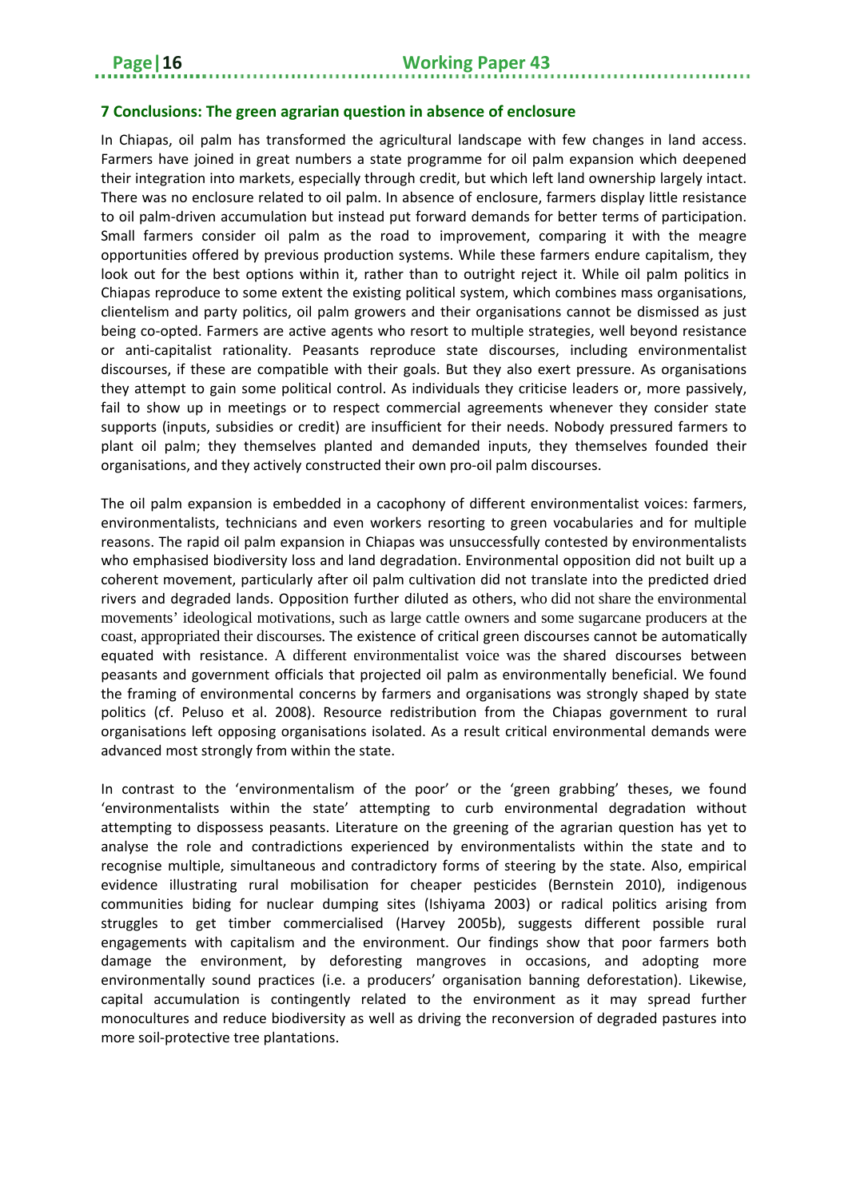## 7 Conclusions: The green agrarian question in absence of enclosure

In Chiapas, oil palm has transformed the agricultural landscape with few changes in land access. Farmers have joined in great numbers a state programme for oil palm expansion which deepened their integration into markets, especially through credit, but which left land ownership largely intact. There was no enclosure related to oil palm. In absence of enclosure, farmers display little resistance to oil palm-driven accumulation but instead put forward demands for better terms of participation. Small farmers consider oil palm as the road to improvement, comparing it with the meagre opportunities offered by previous production systems. While these farmers endure capitalism, they look out for the best options within it, rather than to outright reject it. While oil palm politics in Chiapas reproduce to some extent the existing political system, which combines mass organisations, clientelism and party politics, oil palm growers and their organisations cannot be dismissed as just being co-opted. Farmers are active agents who resort to multiple strategies, well beyond resistance or anti-capitalist rationality. Peasants reproduce state discourses, including environmentalist discourses, if these are compatible with their goals. But they also exert pressure. As organisations they attempt to gain some political control. As individuals they criticise leaders or, more passively, fail to show up in meetings or to respect commercial agreements whenever they consider state supports (inputs, subsidies or credit) are insufficient for their needs. Nobody pressured farmers to plant oil palm; they themselves planted and demanded inputs, they themselves founded their organisations, and they actively constructed their own pro-oil palm discourses.

The oil palm expansion is embedded in a cacophony of different environmentalist voices: farmers, environmentalists, technicians and even workers resorting to green vocabularies and for multiple reasons. The rapid oil palm expansion in Chiapas was unsuccessfully contested by environmentalists who emphasised biodiversity loss and land degradation. Environmental opposition did not built up a coherent movement, particularly after oil palm cultivation did not translate into the predicted dried rivers and degraded lands. Opposition further diluted as others, who did not share the environmental movements' ideological motivations, such as large cattle owners and some sugarcane producers at the coast, appropriated their discourses. The existence of critical green discourses cannot be automatically equated with resistance. A different environmentalist voice was the shared discourses between peasants and government officials that projected oil palm as environmentally beneficial. We found the framing of environmental concerns by farmers and organisations was strongly shaped by state politics (cf. Peluso et al. 2008). Resource redistribution from the Chiapas government to rural organisations left opposing organisations isolated. As a result critical environmental demands were advanced most strongly from within the state.

In contrast to the 'environmentalism of the poor' or the 'green grabbing' theses, we found 'environmentalists within the state' attempting to curb environmental degradation without attempting to dispossess peasants. Literature on the greening of the agrarian question has yet to analyse the role and contradictions experienced by environmentalists within the state and to recognise multiple, simultaneous and contradictory forms of steering by the state. Also, empirical evidence illustrating rural mobilisation for cheaper pesticides (Bernstein 2010), indigenous communities biding for nuclear dumping sites (Ishiyama 2003) or radical politics arising from struggles to get timber commercialised (Harvey 2005b), suggests different possible rural engagements with capitalism and the environment. Our findings show that poor farmers both damage the environment, by deforesting mangroves in occasions, and adopting more environmentally sound practices (i.e. a producers' organisation banning deforestation). Likewise, capital accumulation is contingently related to the environment as it may spread further monocultures and reduce biodiversity as well as driving the reconversion of degraded pastures into more soil-protective tree plantations.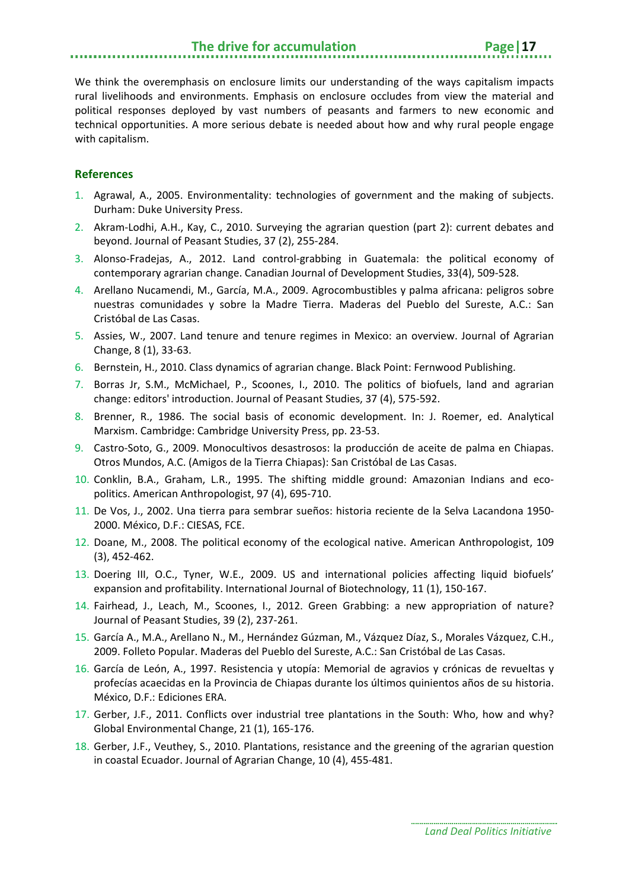We think the overemphasis on enclosure limits our understanding of the ways capitalism impacts rural livelihoods and environments. Emphasis on enclosure occludes from view the material and political responses deployed by vast numbers of peasants and farmers to new economic and technical opportunities. A more serious debate is needed about how and why rural people engage with capitalism.

## References

1. Agrawal, A., 2005. Environmentality: technologies of government and the making of subjects. Durham: Duke University Press.
2. Akram-Lodhi, A.H., Kay, C., 2010. Surveying the agrarian question (part 2): current debates and beyond. Journal of Peasant Studies, 37 (2), 255-284.
3. Alonso-Fradejas, A., 2012. Land control-grabbing in Guatemala: the political economy of contemporary agrarian change. Canadian Journal of Development Studies, 33(4), 509-528.
4. Arellano Nucamendi, M., García, M.A., 2009. Agrocombustibles y palma africana: peligros sobre nuestras comunidades y sobre la Madre Tierra. Maderas del Pueblo del Sureste, A.C.: San Cristóbal de Las Casas.
5. Assies, W., 2007. Land tenure and tenure regimes in Mexico: an overview. Journal of Agrarian Change, 8 (1), 33-63.
6. Bernstein, H., 2010. Class dynamics of agrarian change. Black Point: Fernwood Publishing.
7. Borras Jr, S.M., McMichael, P., Scoones, I., 2010. The politics of biofuels, land and agrarian change: editors' introduction. Journal of Peasant Studies, 37 (4), 575-592.
8. Brenner, R., 1986. The social basis of economic development. In: J. Roemer, ed. Analytical Marxism. Cambridge: Cambridge University Press, pp. 23-53.
9. Castro-Soto, G., 2009. Monocultivos desastrosos: la producción de aceite de palma en Chiapas. Otros Mundos, A.C. (Amigos de la Tierra Chiapas): San Cristóbal de Las Casas.
10. Conklin, B.A., Graham, L.R., 1995. The shifting middle ground: Amazonian Indians and eco-politics. American Anthropologist, 97 (4), 695-710.
11. De Vos, J., 2002. Una tierra para sembrar sueños: historia reciente de la Selva Lacandona 1950-2000. México, D.F.: CIESAS, FCE.
12. Doane, M., 2008. The political economy of the ecological native. American Anthropologist, 109 (3), 452-462.
13. Doering III, O.C., Tyner, W.E., 2009. US and international policies affecting liquid biofuels' expansion and profitability. International Journal of Biotechnology, 11 (1), 150-167.
14. Fairhead, J., Leach, M., Scoones, I., 2012. Green Grabbing: a new appropriation of nature? Journal of Peasant Studies, 39 (2), 237-261.
15. García A., M.A., Arellano N., M., Hernández Gúzman, M., Vázquez Díaz, S., Morales Vázquez, C.H., 2009. Folleto Popular. Maderas del Pueblo del Sureste, A.C.: San Cristóbal de Las Casas.
16. García de León, A., 1997. Resistencia y utopía: Memorial de agravios y crónicas de revueltas y profecías acaecidas en la Provincia de Chiapas durante los últimos quinientos años de su historia. México, D.F.: Ediciones ERA.
17. Gerber, J.F., 2011. Conflicts over industrial tree plantations in the South: Who, how and why? Global Environmental Change, 21 (1), 165-176.
18. Gerber, J.F., Veuthey, S., 2010. Plantations, resistance and the greening of the agrarian question in coastal Ecuador. Journal of Agrarian Change, 10 (4), 455-481.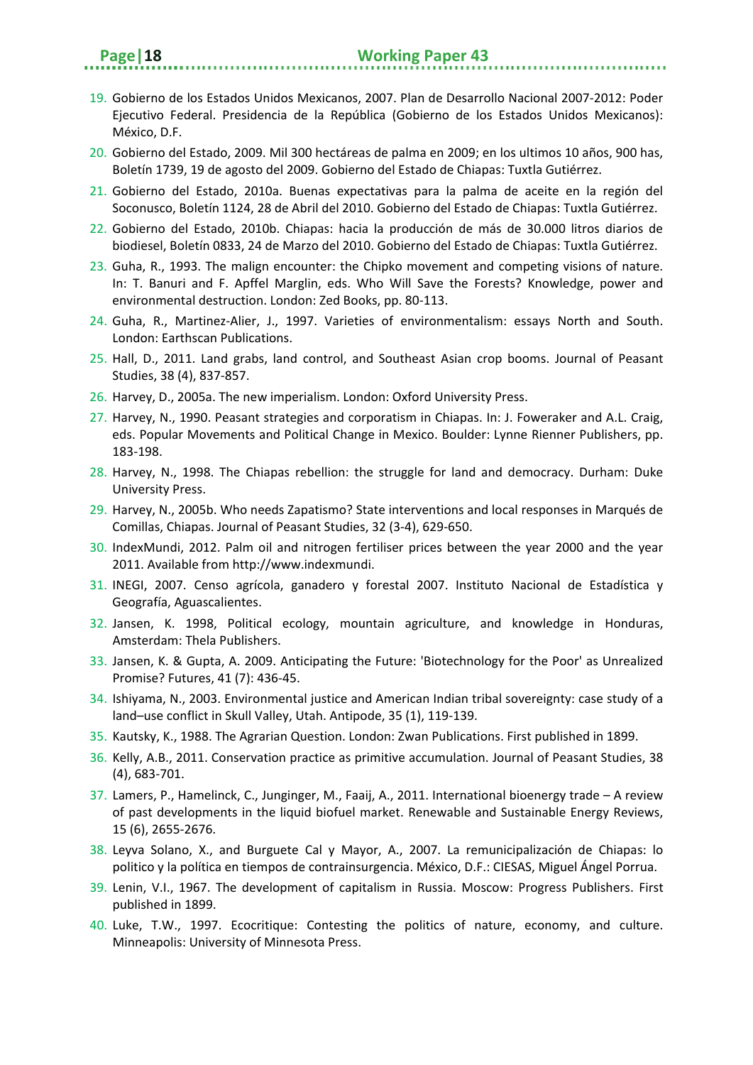19. Gobierno de los Estados Unidos Mexicanos, 2007. Plan de Desarrollo Nacional 2007-2012: Poder Ejecutivo Federal. Presidencia de la República (Gobierno de los Estados Unidos Mexicanos): México, D.F.
20. Gobierno del Estado, 2009. Mil 300 hectáreas de palma en 2009; en los ultimos 10 años, 900 has, Boletín 1739, 19 de agosto del 2009. Gobierno del Estado de Chiapas: Tuxtla Gutiérrez.
21. Gobierno del Estado, 2010a. Buenas expectativas para la palma de aceite en la región del Soconusco, Boletín 1124, 28 de Abril del 2010. Gobierno del Estado de Chiapas: Tuxtla Gutiérrez.
22. Gobierno del Estado, 2010b. Chiapas: hacia la producción de más de 30.000 litros diarios de biodiesel, Boletín 0833, 24 de Marzo del 2010. Gobierno del Estado de Chiapas: Tuxtla Gutiérrez.
23. Guha, R., 1993. The malign encounter: the Chipko movement and competing visions of nature. In: T. Banuri and F. Apffel Marglin, eds. Who Will Save the Forests? Knowledge, power and environmental destruction. London: Zed Books, pp. 80-113.
24. Guha, R., Martinez-Alier, J., 1997. Varieties of environmentalism: essays North and South. London: Earthscan Publications.
25. Hall, D., 2011. Land grabs, land control, and Southeast Asian crop booms. Journal of Peasant Studies, 38 (4), 837-857.
26. Harvey, D., 2005a. The new imperialism. London: Oxford University Press.
27. Harvey, N., 1990. Peasant strategies and corporatism in Chiapas. In: J. Foweraker and A.L. Craig, eds. Popular Movements and Political Change in Mexico. Boulder: Lynne Rienner Publishers, pp. 183-198.
28. Harvey, N., 1998. The Chiapas rebellion: the struggle for land and democracy. Durham: Duke University Press.
29. Harvey, N., 2005b. Who needs Zapatismo? State interventions and local responses in Marqués de Comillas, Chiapas. Journal of Peasant Studies, 32 (3-4), 629-650.
30. IndexMundi, 2012. Palm oil and nitrogen fertiliser prices between the year 2000 and the year 2011. Available from http://www.indexmundi.
31. INEGI, 2007. Censo agrícola, ganadero y forestal 2007. Instituto Nacional de Estadística y Geografía, Aguascalientes.
32. Jansen, K. 1998, Political ecology, mountain agriculture, and knowledge in Honduras, Amsterdam: Thela Publishers.
33. Jansen, K. & Gupta, A. 2009. Anticipating the Future: 'Biotechnology for the Poor' as Unrealized Promise? Futures, 41 (7): 436-45.
34. Ishiyama, N., 2003. Environmental justice and American Indian tribal sovereignty: case study of a land–use conflict in Skull Valley, Utah. Antipode, 35 (1), 119-139.
35. Kautsky, K., 1988. The Agrarian Question. London: Zwan Publications. First published in 1899.
36. Kelly, A.B., 2011. Conservation practice as primitive accumulation. Journal of Peasant Studies, 38 (4), 683-701.
37. Lamers, P., Hamelinck, C., Junginger, M., Faaij, A., 2011. International bioenergy trade – A review of past developments in the liquid biofuel market. Renewable and Sustainable Energy Reviews, 15 (6), 2655-2676.
38. Leyva Solano, X., and Burguete Cal y Mayor, A., 2007. La remunicipalización de Chiapas: lo politico y la política en tiempos de contrainsurgencia. México, D.F.: CIESAS, Miguel Ángel Porrua.
39. Lenin, V.I., 1967. The development of capitalism in Russia. Moscow: Progress Publishers. First published in 1899.
40. Luke, T.W., 1997. Ecocritique: Contesting the politics of nature, economy, and culture. Minneapolis: University of Minnesota Press.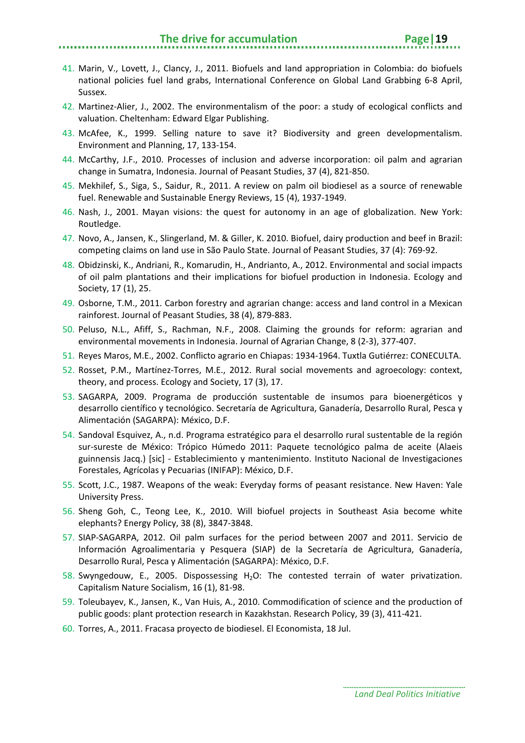41. Marin, V., Lovett, J., Clancy, J., 2011. Biofuels and land appropriation in Colombia: do biofuels national policies fuel land grabs, International Conference on Global Land Grabbing 6-8 April, Sussex.
42. Martinez-Alier, J., 2002. The environmentalism of the poor: a study of ecological conflicts and valuation. Cheltenham: Edward Elgar Publishing.
43. McAfee, K., 1999. Selling nature to save it? Biodiversity and green developmentalism. Environment and Planning, 17, 133-154.
44. McCarthy, J.F., 2010. Processes of inclusion and adverse incorporation: oil palm and agrarian change in Sumatra, Indonesia. Journal of Peasant Studies, 37 (4), 821-850.
45. Mekhilef, S., Siga, S., Saidur, R., 2011. A review on palm oil biodiesel as a source of renewable fuel. Renewable and Sustainable Energy Reviews, 15 (4), 1937-1949.
46. Nash, J., 2001. Mayan visions: the quest for autonomy in an age of globalization. New York: Routledge.
47. Novo, A., Jansen, K., Slingerland, M. & Giller, K. 2010. Biofuel, dairy production and beef in Brazil: competing claims on land use in São Paulo State. Journal of Peasant Studies, 37 (4): 769-92.
48. Obidzinski, K., Andriani, R., Komarudin, H., Andrianto, A., 2012. Environmental and social impacts of oil palm plantations and their implications for biofuel production in Indonesia. Ecology and Society, 17 (1), 25.
49. Osborne, T.M., 2011. Carbon forestry and agrarian change: access and land control in a Mexican rainforest. Journal of Peasant Studies, 38 (4), 879-883.
50. Peluso, N.L., Afiff, S., Rachman, N.F., 2008. Claiming the grounds for reform: agrarian and environmental movements in Indonesia. Journal of Agrarian Change, 8 (2-3), 377-407.
51. Reyes Maros, M.E., 2002. Conflicto agrario en Chiapas: 1934-1964. Tuxtla Gutiérrez: CONECULTA.
52. Rosset, P.M., Martínez-Torres, M.E., 2012. Rural social movements and agroecology: context, theory, and process. Ecology and Society, 17 (3), 17.
53. SAGARPA, 2009. Programa de producción sustentable de insumos para bioenergéticos y desarrollo científico y tecnológico. Secretaría de Agricultura, Ganadería, Desarrollo Rural, Pesca y Alimentación (SAGARPA): México, D.F.
54. Sandoval Esquivez, A., n.d. Programa estratégico para el desarrollo rural sustentable de la región sur-sureste de México: Trópico Húmedo 2011: Paquete tecnológico palma de aceite (Alaeis guinnensis Jacq.) [sic] - Establecimiento y mantenimiento. Instituto Nacional de Investigaciones Forestales, Agrícolas y Pecuarias (INIFAP): México, D.F.
55. Scott, J.C., 1987. Weapons of the weak: Everyday forms of peasant resistance. New Haven: Yale University Press.
56. Sheng Goh, C., Teong Lee, K., 2010. Will biofuel projects in Southeast Asia become white elephants? Energy Policy, 38 (8), 3847-3848.
57. SIAP-SAGARPA, 2012. Oil palm surfaces for the period between 2007 and 2011. Servicio de Información Agroalimentaria y Pesquera (SIAP) de la Secretaría de Agricultura, Ganadería, Desarrollo Rural, Pesca y Alimentación (SAGARPA): México, D.F.
58. Swyngedouw, E., 2005. Dispossessing $H_2O$: The contested terrain of water privatization. Capitalism Nature Socialism, 16 (1), 81-98.
59. Toleubayev, K., Jansen, K., Van Huis, A., 2010. Commodification of science and the production of public goods: plant protection research in Kazakhstan. Research Policy, 39 (3), 411-421.
60. Torres, A., 2011. Fracasa proyecto de biodiesel. El Economista, 18 Jul.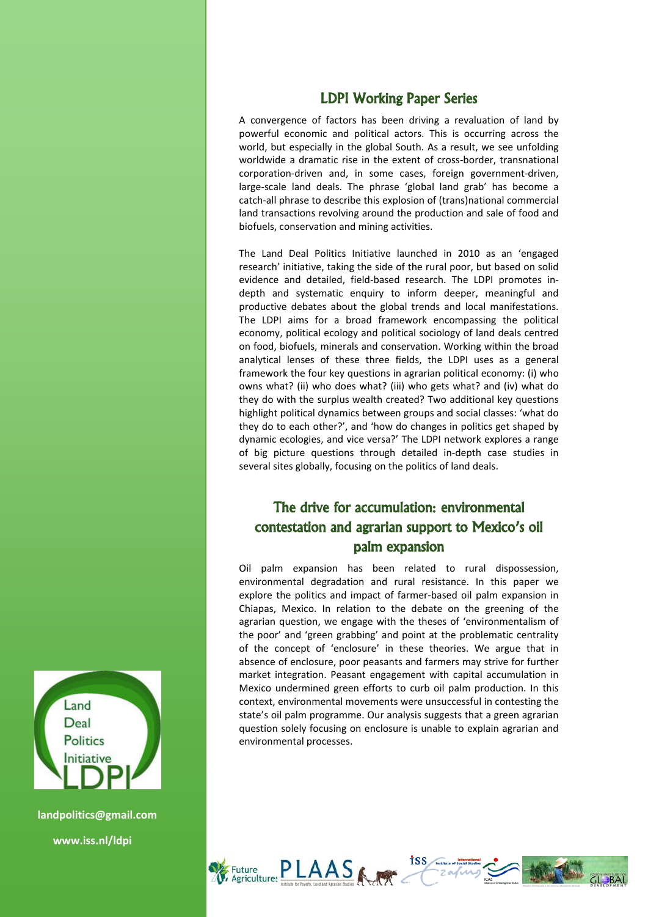## LDPI Working Paper Series

A convergence of factors has been driving a revaluation of land by powerful economic and political actors. This is occurring across the world, but especially in the global South. As a result, we see unfolding worldwide a dramatic rise in the extent of cross-border, transnational corporation-driven and, in some cases, foreign government-driven, large-scale land deals. The phrase 'global land grab' has become a catch-all phrase to describe this explosion of (trans)national commercial land transactions revolving around the production and sale of food and biofuels, conservation and mining activities.

The Land Deal Politics Initiative launched in 2010 as an 'engaged research' initiative, taking the side of the rural poor, but based on solid evidence and detailed, field-based research. The LDPI promotes in-depth and systematic enquiry to inform deeper, meaningful and productive debates about the global trends and local manifestations. The LDPI aims for a broad framework encompassing the political economy, political ecology and political sociology of land deals centred on food, biofuels, minerals and conservation. Working within the broad analytical lenses of these three fields, the LDPI uses as a general framework the four key questions in agrarian political economy: (i) who owns what? (ii) who does what? (iii) who gets what? and (iv) what do they do with the surplus wealth created? Two additional key questions highlight political dynamics between groups and social classes: 'what do they do to each other?', and 'how do changes in politics get shaped by dynamic ecologies, and vice versa?' The LDPI network explores a range of big picture questions through detailed in-depth case studies in several sites globally, focusing on the politics of land deals.

## The drive for accumulation: environmental contestation and agrarian support to Mexico's oil palm expansion

Oil palm expansion has been related to rural dispossession, environmental degradation and rural resistance. In this paper we explore the politics and impact of farmer-based oil palm expansion in Chiapas, Mexico. In relation to the debate on the greening of the agrarian question, we engage with the theses of 'environmentalism of the poor' and 'green grabbing' and point at the problematic centrality of the concept of 'enclosure' in these theories. We argue that in absence of enclosure, poor peasants and farmers may strive for further market integration. Peasant engagement with capital accumulation in Mexico undermined green efforts to curb oil palm production. In this context, environmental movements were unsuccessful in contesting the state's oil palm programme. Our analysis suggests that a green agrarian question solely focusing on enclosure is unable to explain agrarian and environmental processes.

Land Deal Politics Initiative LDPI

**landpolitics@gmail.com**

**www.iss.nl/ldpi**